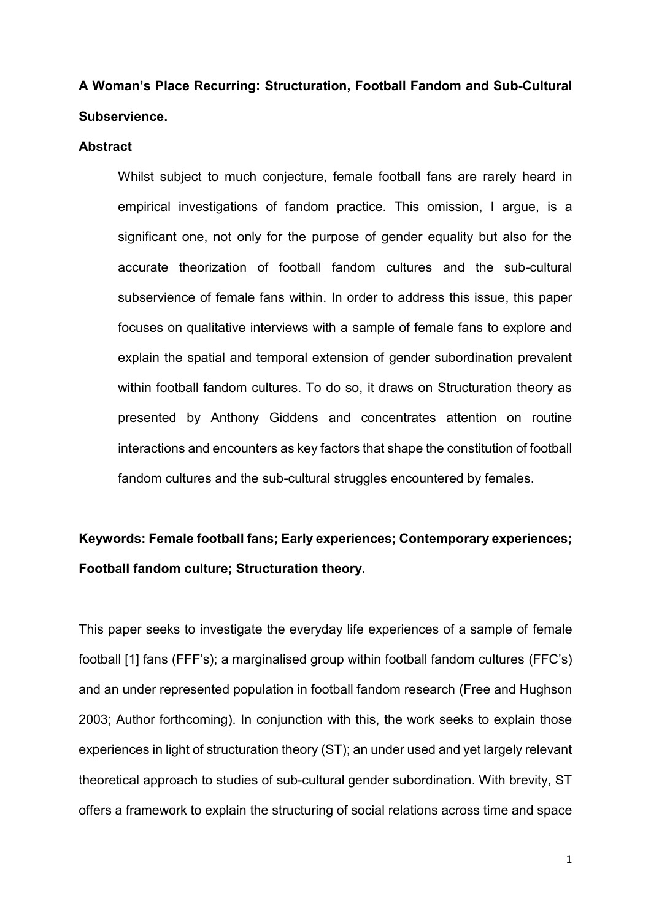# A Woman's Place Recurring: Structuration, Football Fandom and Sub-Cultural Subservience.

## Abstract

Whilst subject to much conjecture, female football fans are rarely heard in empirical investigations of fandom practice. This omission, I argue, is a significant one, not only for the purpose of gender equality but also for the accurate theorization of football fandom cultures and the sub-cultural subservience of female fans within. In order to address this issue, this paper focuses on qualitative interviews with a sample of female fans to explore and explain the spatial and temporal extension of gender subordination prevalent within football fandom cultures. To do so, it draws on Structuration theory as presented by Anthony Giddens and concentrates attention on routine interactions and encounters as key factors that shape the constitution of football fandom cultures and the sub-cultural struggles encountered by females.

**Keywords: Female football fans; Early experiences; Contemporary experiences; Football fandom culture; Structuration theory.**

This paper seeks to investigate the everyday life experiences of a sample of female football [1] fans (FFF's); a marginalised group within football fandom cultures (FFC's) and an under represented population in football fandom research (Free and Hughson 2003; Author forthcoming). In conjunction with this, the work seeks to explain those experiences in light of structuration theory (ST); an under used and yet largely relevant theoretical approach to studies of sub-cultural gender subordination. With brevity, ST offers a framework to explain the structuring of social relations across time and space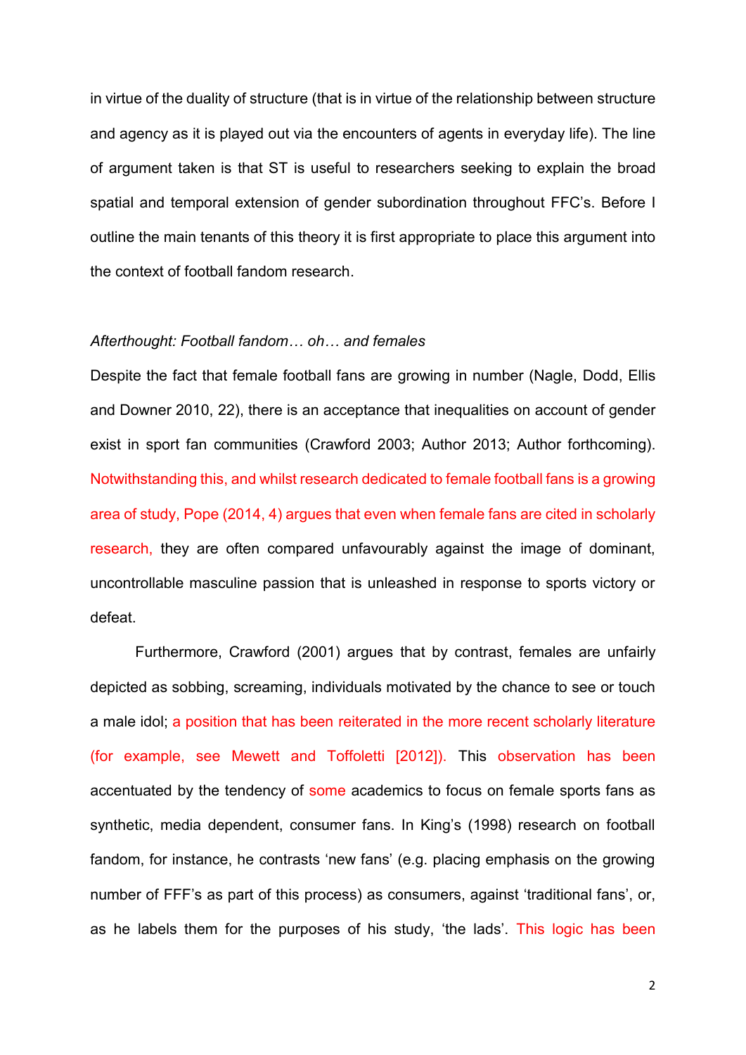in virtue of the duality of structure (that is in virtue of the relationship between structure and agency as it is played out via the encounters of agents in everyday life). The line of argument taken is that ST is useful to researchers seeking to explain the broad spatial and temporal extension of gender subordination throughout FFC's. Before I outline the main tenants of this theory it is first appropriate to place this argument into the context of football fandom research.

*Afterthought: Football fandom… oh… and females*

Despite the fact that female football fans are growing in number (Nagle, Dodd, Ellis and Downer 2010, 22), there is an acceptance that inequalities on account of gender exist in sport fan communities (Crawford 2003; Author 2013; Author forthcoming). Notwithstanding this, and whilst research dedicated to female football fans is a growing area of study, Pope (2014, 4) argues that even when female fans are cited in scholarly research, they are often compared unfavourably against the image of dominant, uncontrollable masculine passion that is unleashed in response to sports victory or defeat.

Furthermore, Crawford (2001) argues that by contrast, females are unfairly depicted as sobbing, screaming, individuals motivated by the chance to see or touch a male idol; a position that has been reiterated in the more recent scholarly literature (for example, see Mewett and Toffoletti [2012]). This observation has been accentuated by the tendency of some academics to focus on female sports fans as synthetic, media dependent, consumer fans. In King's (1998) research on football fandom, for instance, he contrasts 'new fans' (e.g. placing emphasis on the growing number of FFF's as part of this process) as consumers, against 'traditional fans', or, as he labels them for the purposes of his study, 'the lads'. This logic has been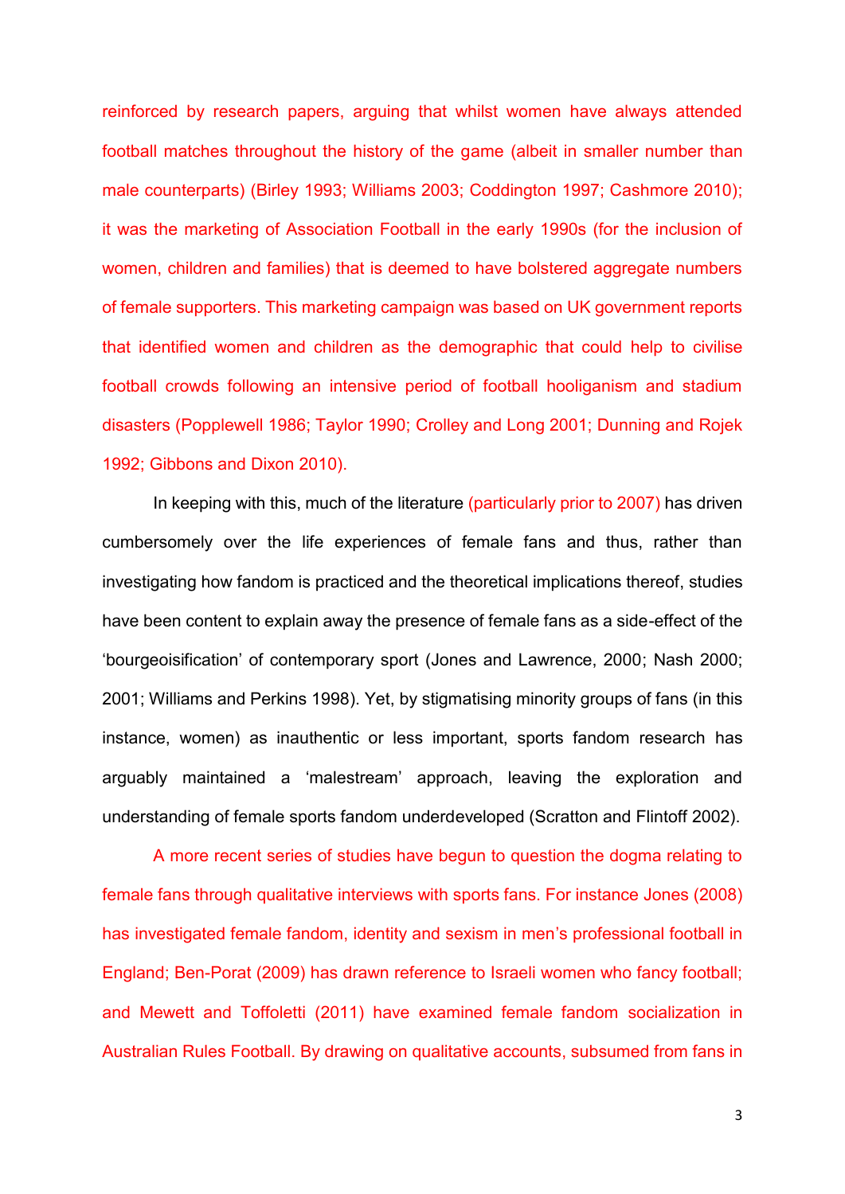reinforced by research papers, arguing that whilst women have always attended football matches throughout the history of the game (albeit in smaller number than male counterparts) (Birley 1993; Williams 2003; Coddington 1997; Cashmore 2010); it was the marketing of Association Football in the early 1990s (for the inclusion of women, children and families) that is deemed to have bolstered aggregate numbers of female supporters. This marketing campaign was based on UK government reports that identified women and children as the demographic that could help to civilise football crowds following an intensive period of football hooliganism and stadium disasters (Popplewell 1986; Taylor 1990; Crolley and Long 2001; Dunning and Rojek 1992; Gibbons and Dixon 2010).

In keeping with this, much of the literature (particularly prior to 2007) has driven cumbersomely over the life experiences of female fans and thus, rather than investigating how fandom is practiced and the theoretical implications thereof, studies have been content to explain away the presence of female fans as a side-effect of the 'bourgeoisification' of contemporary sport (Jones and Lawrence, 2000; Nash 2000; 2001; Williams and Perkins 1998). Yet, by stigmatising minority groups of fans (in this instance, women) as inauthentic or less important, sports fandom research has arguably maintained a 'malestream' approach, leaving the exploration and understanding of female sports fandom underdeveloped (Scratton and Flintoff 2002).

A more recent series of studies have begun to question the dogma relating to female fans through qualitative interviews with sports fans. For instance Jones (2008) has investigated female fandom, identity and sexism in men's professional football in England; Ben-Porat (2009) has drawn reference to Israeli women who fancy football; and Mewett and Toffoletti (2011) have examined female fandom socialization in Australian Rules Football. By drawing on qualitative accounts, subsumed from fans in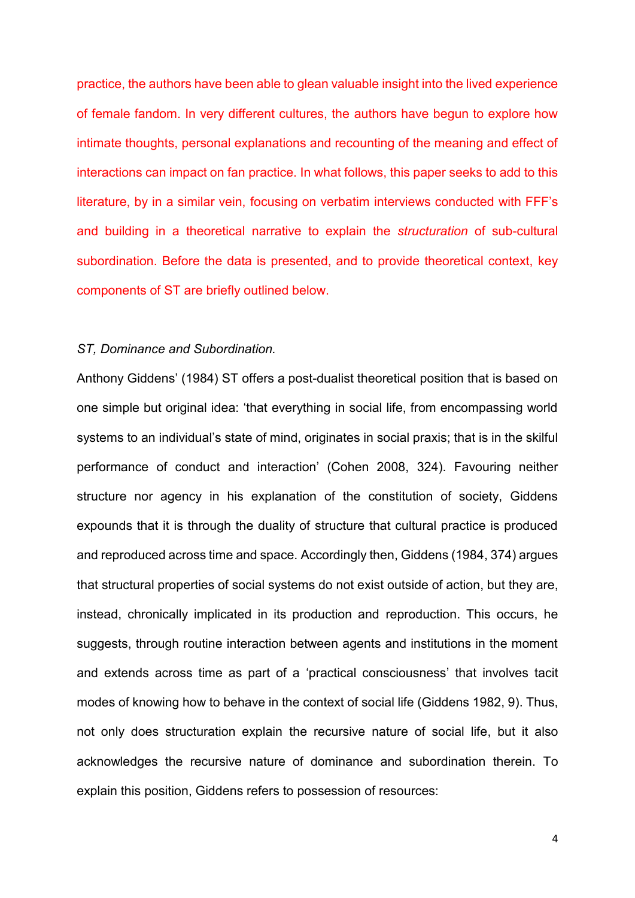practice, the authors have been able to glean valuable insight into the lived experience of female fandom. In very different cultures, the authors have begun to explore how intimate thoughts, personal explanations and recounting of the meaning and effect of interactions can impact on fan practice. In what follows, this paper seeks to add to this literature, by in a similar vein, focusing on verbatim interviews conducted with FFF's and building in a theoretical narrative to explain the *structuration* of sub-cultural subordination. Before the data is presented, and to provide theoretical context, key components of ST are briefly outlined below.

*ST, Dominance and Subordination.*

Anthony Giddens' (1984) ST offers a post-dualist theoretical position that is based on one simple but original idea: 'that everything in social life, from encompassing world systems to an individual's state of mind, originates in social praxis; that is in the skilful performance of conduct and interaction' (Cohen 2008, 324). Favouring neither structure nor agency in his explanation of the constitution of society, Giddens expounds that it is through the duality of structure that cultural practice is produced and reproduced across time and space. Accordingly then, Giddens (1984, 374) argues that structural properties of social systems do not exist outside of action, but they are, instead, chronically implicated in its production and reproduction. This occurs, he suggests, through routine interaction between agents and institutions in the moment and extends across time as part of a 'practical consciousness' that involves tacit modes of knowing how to behave in the context of social life (Giddens 1982, 9). Thus, not only does structuration explain the recursive nature of social life, but it also acknowledges the recursive nature of dominance and subordination therein. To explain this position, Giddens refers to possession of resources: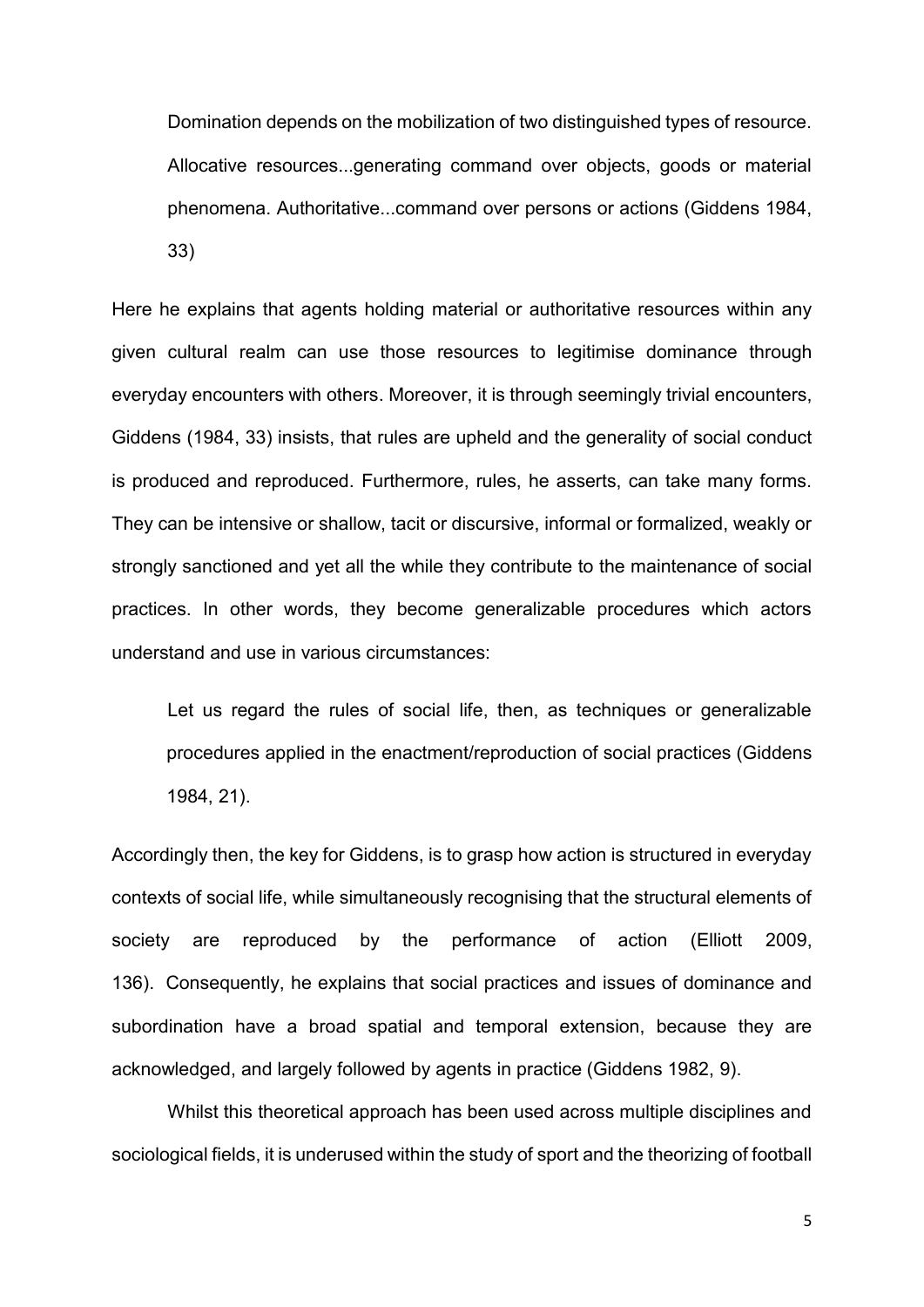> Domination depends on the mobilization of two distinguished types of resource. Allocative resources...generating command over objects, goods or material phenomena. Authoritative...command over persons or actions (Giddens 1984, 33)

Here he explains that agents holding material or authoritative resources within any given cultural realm can use those resources to legitimise dominance through everyday encounters with others. Moreover, it is through seemingly trivial encounters, Giddens (1984, 33) insists, that rules are upheld and the generality of social conduct is produced and reproduced. Furthermore, rules, he asserts, can take many forms. They can be intensive or shallow, tacit or discursive, informal or formalized, weakly or strongly sanctioned and yet all the while they contribute to the maintenance of social practices. In other words, they become generalizable procedures which actors understand and use in various circumstances:

> Let us regard the rules of social life, then, as techniques or generalizable procedures applied in the enactment/reproduction of social practices (Giddens 1984, 21).

Accordingly then, the key for Giddens, is to grasp how action is structured in everyday contexts of social life, while simultaneously recognising that the structural elements of society are reproduced by the performance of action (Elliott 2009, 136). Consequently, he explains that social practices and issues of dominance and subordination have a broad spatial and temporal extension, because they are acknowledged, and largely followed by agents in practice (Giddens 1982, 9).

Whilst this theoretical approach has been used across multiple disciplines and sociological fields, it is underused within the study of sport and the theorizing of football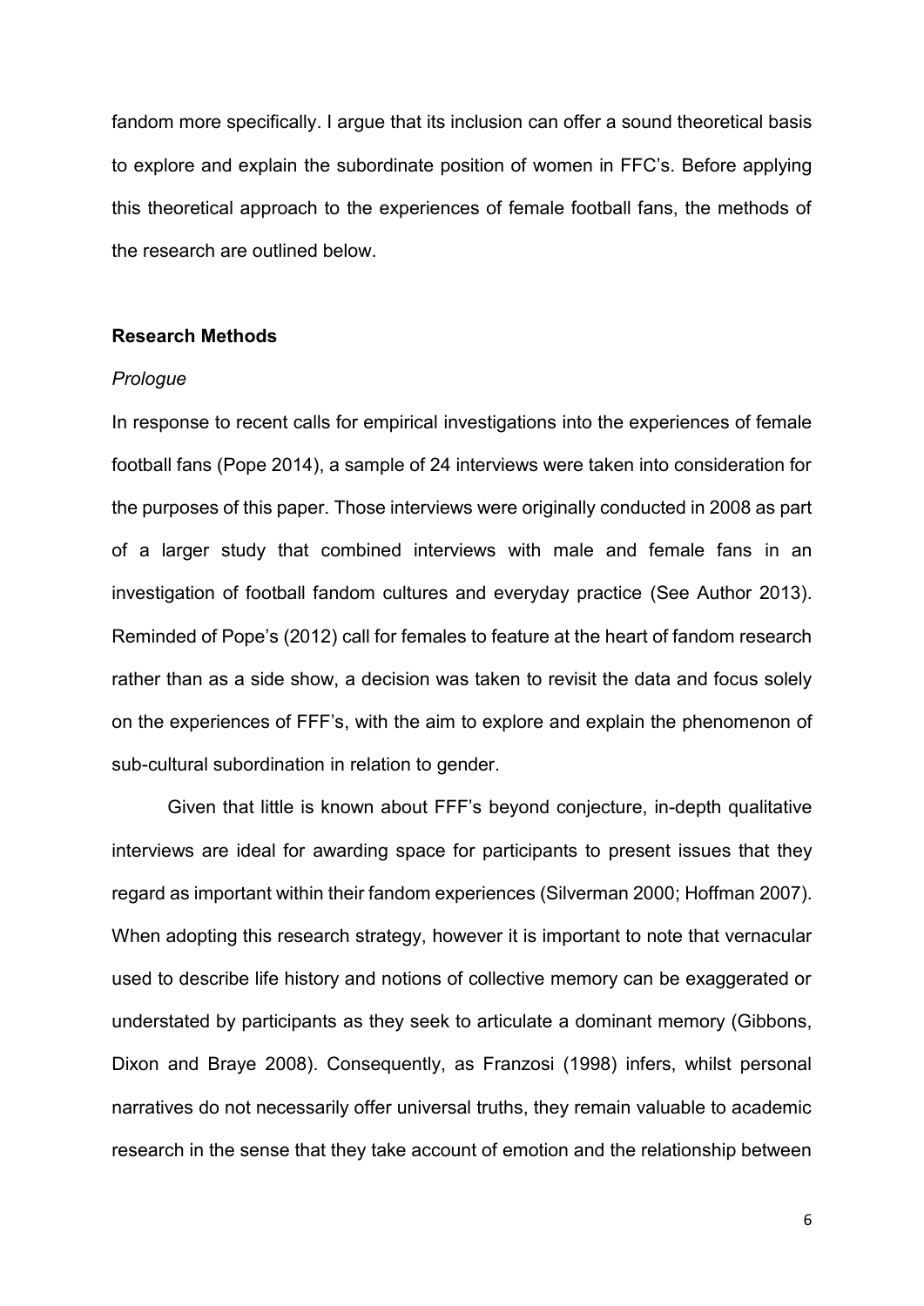fandom more specifically. I argue that its inclusion can offer a sound theoretical basis to explore and explain the subordinate position of women in FFC's. Before applying this theoretical approach to the experiences of female football fans, the methods of the research are outlined below.

## Research Methods

### *Prologue*

In response to recent calls for empirical investigations into the experiences of female football fans (Pope 2014), a sample of 24 interviews were taken into consideration for the purposes of this paper. Those interviews were originally conducted in 2008 as part of a larger study that combined interviews with male and female fans in an investigation of football fandom cultures and everyday practice (See Author 2013). Reminded of Pope's (2012) call for females to feature at the heart of fandom research rather than as a side show, a decision was taken to revisit the data and focus solely on the experiences of FFF's, with the aim to explore and explain the phenomenon of sub-cultural subordination in relation to gender.

Given that little is known about FFF's beyond conjecture, in-depth qualitative interviews are ideal for awarding space for participants to present issues that they regard as important within their fandom experiences (Silverman 2000; Hoffman 2007). When adopting this research strategy, however it is important to note that vernacular used to describe life history and notions of collective memory can be exaggerated or understated by participants as they seek to articulate a dominant memory (Gibbons, Dixon and Braye 2008). Consequently, as Franzosi (1998) infers, whilst personal narratives do not necessarily offer universal truths, they remain valuable to academic research in the sense that they take account of emotion and the relationship between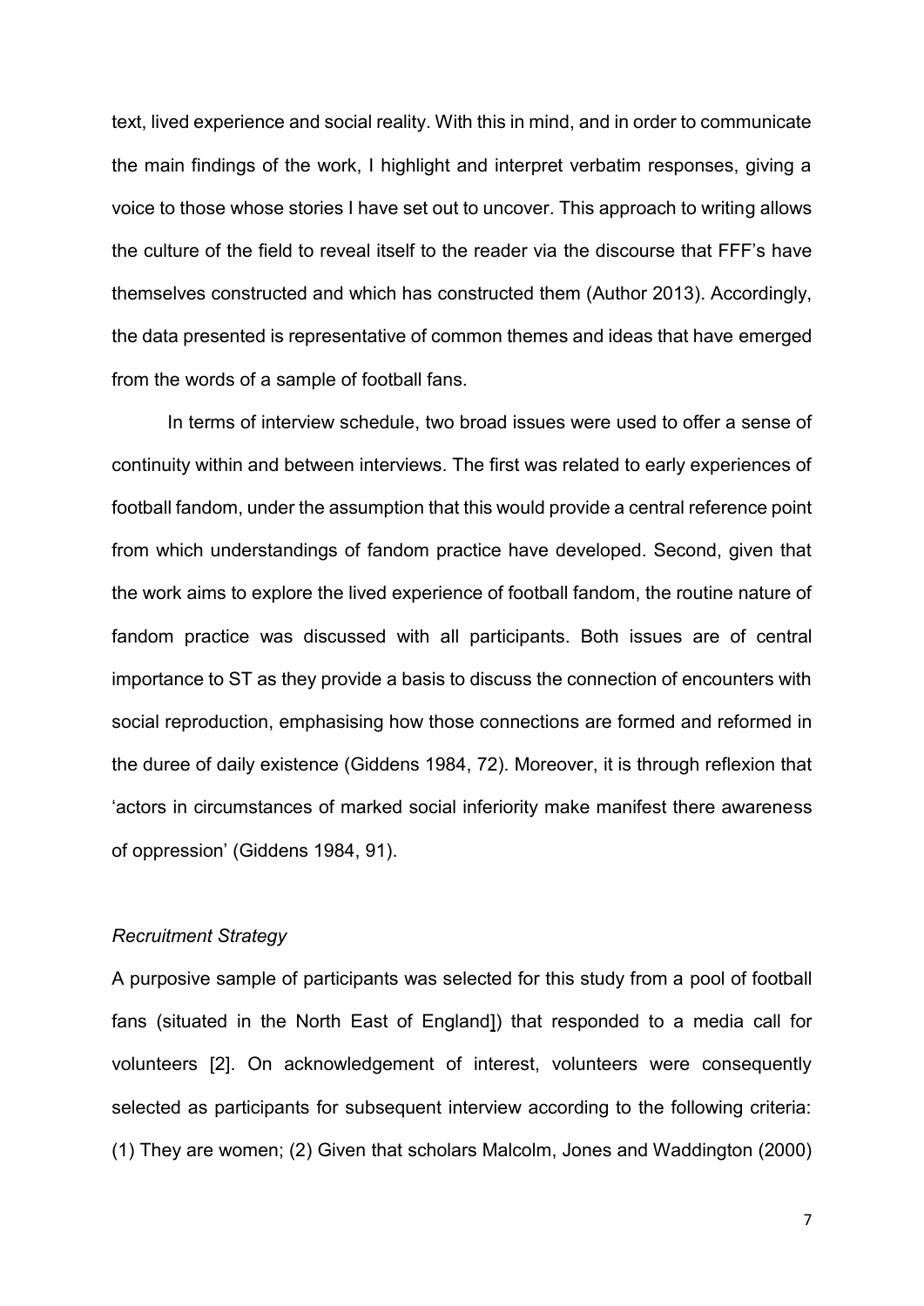text, lived experience and social reality. With this in mind, and in order to communicate the main findings of the work, I highlight and interpret verbatim responses, giving a voice to those whose stories I have set out to uncover. This approach to writing allows the culture of the field to reveal itself to the reader via the discourse that FFF's have themselves constructed and which has constructed them (Author 2013). Accordingly, the data presented is representative of common themes and ideas that have emerged from the words of a sample of football fans.

In terms of interview schedule, two broad issues were used to offer a sense of continuity within and between interviews. The first was related to early experiences of football fandom, under the assumption that this would provide a central reference point from which understandings of fandom practice have developed. Second, given that the work aims to explore the lived experience of football fandom, the routine nature of fandom practice was discussed with all participants. Both issues are of central importance to ST as they provide a basis to discuss the connection of encounters with social reproduction, emphasising how those connections are formed and reformed in the duree of daily existence (Giddens 1984, 72). Moreover, it is through reflexion that 'actors in circumstances of marked social inferiority make manifest there awareness of oppression' (Giddens 1984, 91).

*Recruitment Strategy*

A purposive sample of participants was selected for this study from a pool of football fans (situated in the North East of England]) that responded to a media call for volunteers [2]. On acknowledgement of interest, volunteers were consequently selected as participants for subsequent interview according to the following criteria: (1) They are women; (2) Given that scholars Malcolm, Jones and Waddington (2000)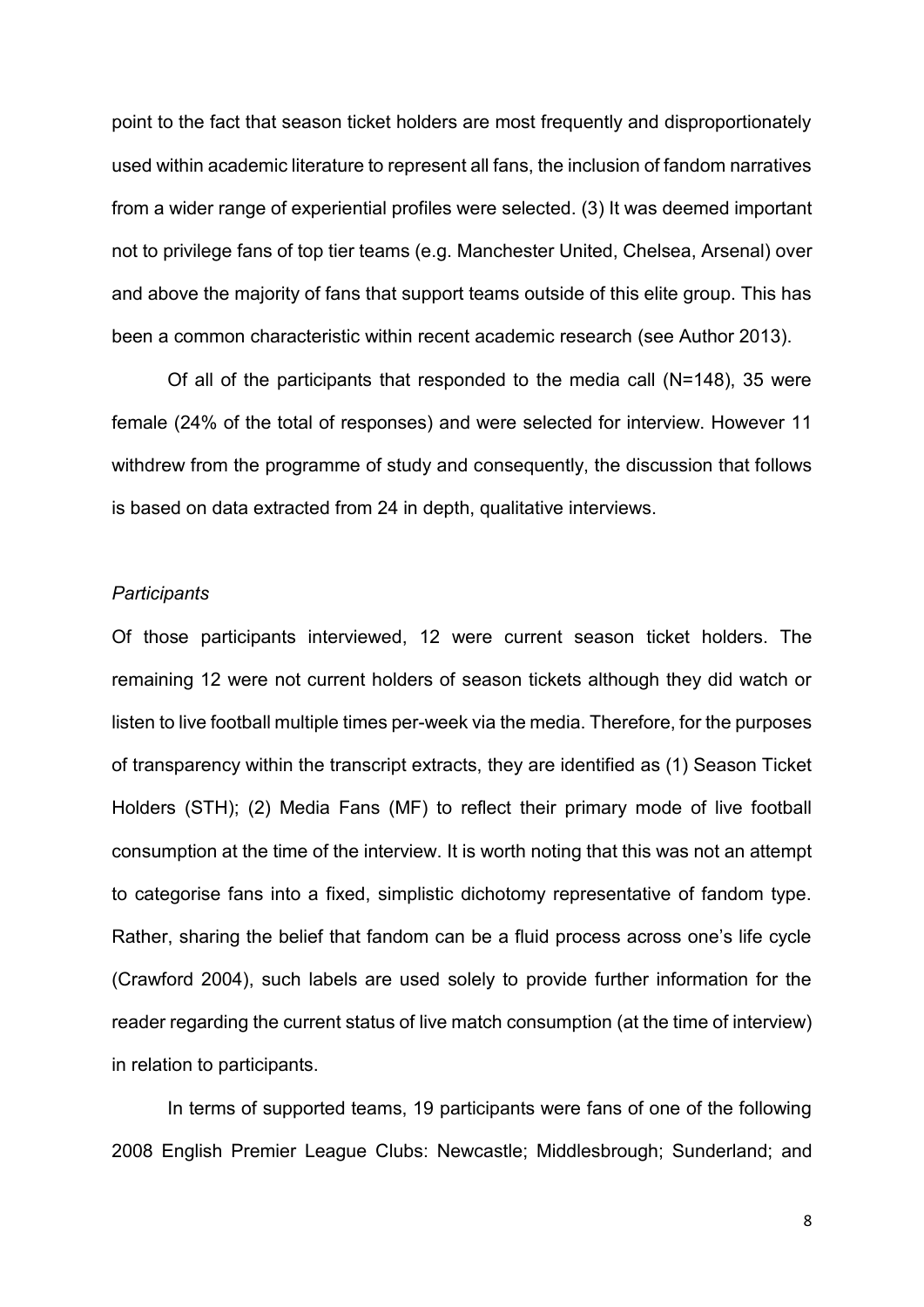point to the fact that season ticket holders are most frequently and disproportionately used within academic literature to represent all fans, the inclusion of fandom narratives from a wider range of experiential profiles were selected. (3) It was deemed important not to privilege fans of top tier teams (e.g. Manchester United, Chelsea, Arsenal) over and above the majority of fans that support teams outside of this elite group. This has been a common characteristic within recent academic research (see Author 2013).

Of all of the participants that responded to the media call (N=148), 35 were female (24% of the total of responses) and were selected for interview. However 11 withdrew from the programme of study and consequently, the discussion that follows is based on data extracted from 24 in depth, qualitative interviews.

*Participants*

Of those participants interviewed, 12 were current season ticket holders. The remaining 12 were not current holders of season tickets although they did watch or listen to live football multiple times per-week via the media. Therefore, for the purposes of transparency within the transcript extracts, they are identified as (1) Season Ticket Holders (STH); (2) Media Fans (MF) to reflect their primary mode of live football consumption at the time of the interview. It is worth noting that this was not an attempt to categorise fans into a fixed, simplistic dichotomy representative of fandom type. Rather, sharing the belief that fandom can be a fluid process across one's life cycle (Crawford 2004), such labels are used solely to provide further information for the reader regarding the current status of live match consumption (at the time of interview) in relation to participants.

In terms of supported teams, 19 participants were fans of one of the following 2008 English Premier League Clubs: Newcastle; Middlesbrough; Sunderland; and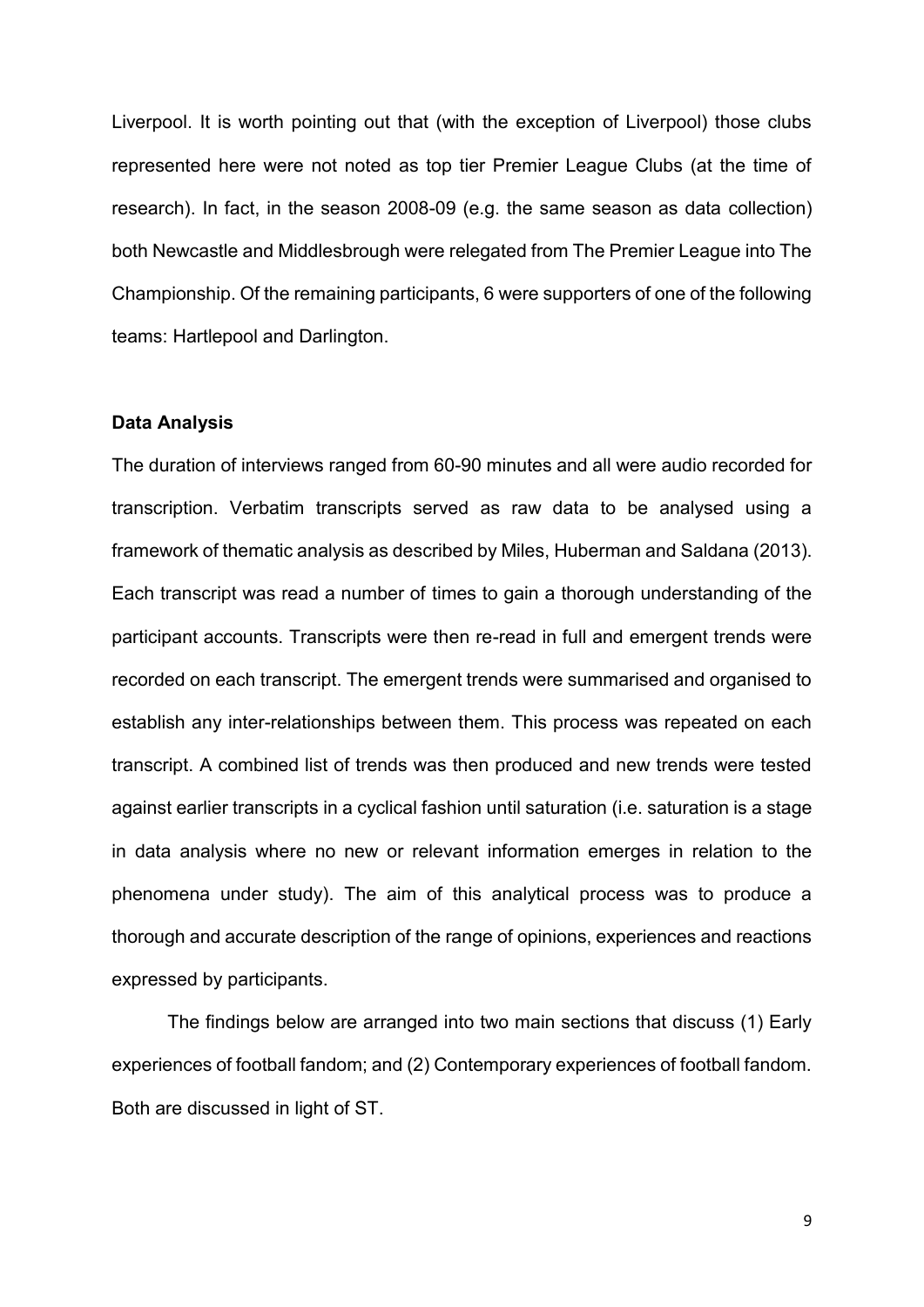Liverpool. It is worth pointing out that (with the exception of Liverpool) those clubs represented here were not noted as top tier Premier League Clubs (at the time of research). In fact, in the season 2008-09 (e.g. the same season as data collection) both Newcastle and Middlesbrough were relegated from The Premier League into The Championship. Of the remaining participants, 6 were supporters of one of the following teams: Hartlepool and Darlington.

**Data Analysis**

The duration of interviews ranged from 60-90 minutes and all were audio recorded for transcription. Verbatim transcripts served as raw data to be analysed using a framework of thematic analysis as described by Miles, Huberman and Saldana (2013). Each transcript was read a number of times to gain a thorough understanding of the participant accounts. Transcripts were then re-read in full and emergent trends were recorded on each transcript. The emergent trends were summarised and organised to establish any inter-relationships between them. This process was repeated on each transcript. A combined list of trends was then produced and new trends were tested against earlier transcripts in a cyclical fashion until saturation (i.e. saturation is a stage in data analysis where no new or relevant information emerges in relation to the phenomena under study). The aim of this analytical process was to produce a thorough and accurate description of the range of opinions, experiences and reactions expressed by participants.

The findings below are arranged into two main sections that discuss (1) Early experiences of football fandom; and (2) Contemporary experiences of football fandom. Both are discussed in light of ST.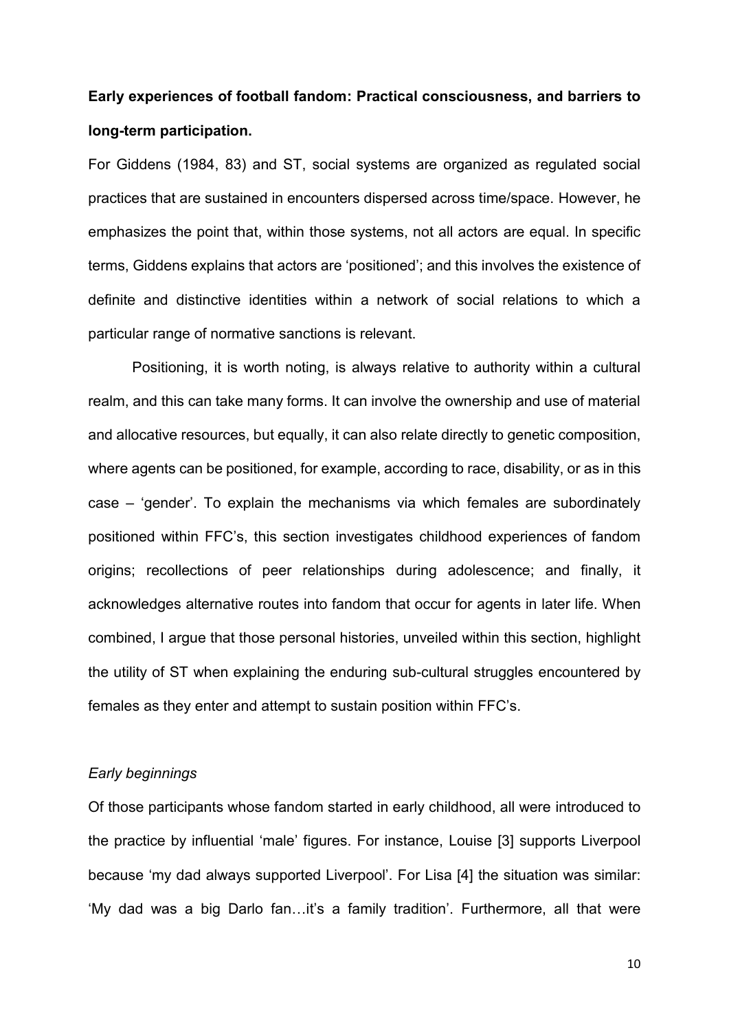**Early experiences of football fandom: Practical consciousness, and barriers to long-term participation.**

For Giddens (1984, 83) and ST, social systems are organized as regulated social practices that are sustained in encounters dispersed across time/space. However, he emphasizes the point that, within those systems, not all actors are equal. In specific terms, Giddens explains that actors are 'positioned'; and this involves the existence of definite and distinctive identities within a network of social relations to which a particular range of normative sanctions is relevant.

Positioning, it is worth noting, is always relative to authority within a cultural realm, and this can take many forms. It can involve the ownership and use of material and allocative resources, but equally, it can also relate directly to genetic composition, where agents can be positioned, for example, according to race, disability, or as in this case – 'gender'. To explain the mechanisms via which females are subordinately positioned within FFC's, this section investigates childhood experiences of fandom origins; recollections of peer relationships during adolescence; and finally, it acknowledges alternative routes into fandom that occur for agents in later life. When combined, I argue that those personal histories, unveiled within this section, highlight the utility of ST when explaining the enduring sub-cultural struggles encountered by females as they enter and attempt to sustain position within FFC's.

*Early beginnings*

Of those participants whose fandom started in early childhood, all were introduced to the practice by influential 'male' figures. For instance, Louise [3] supports Liverpool because 'my dad always supported Liverpool'. For Lisa [4] the situation was similar: 'My dad was a big Darlo fan…it's a family tradition'. Furthermore, all that were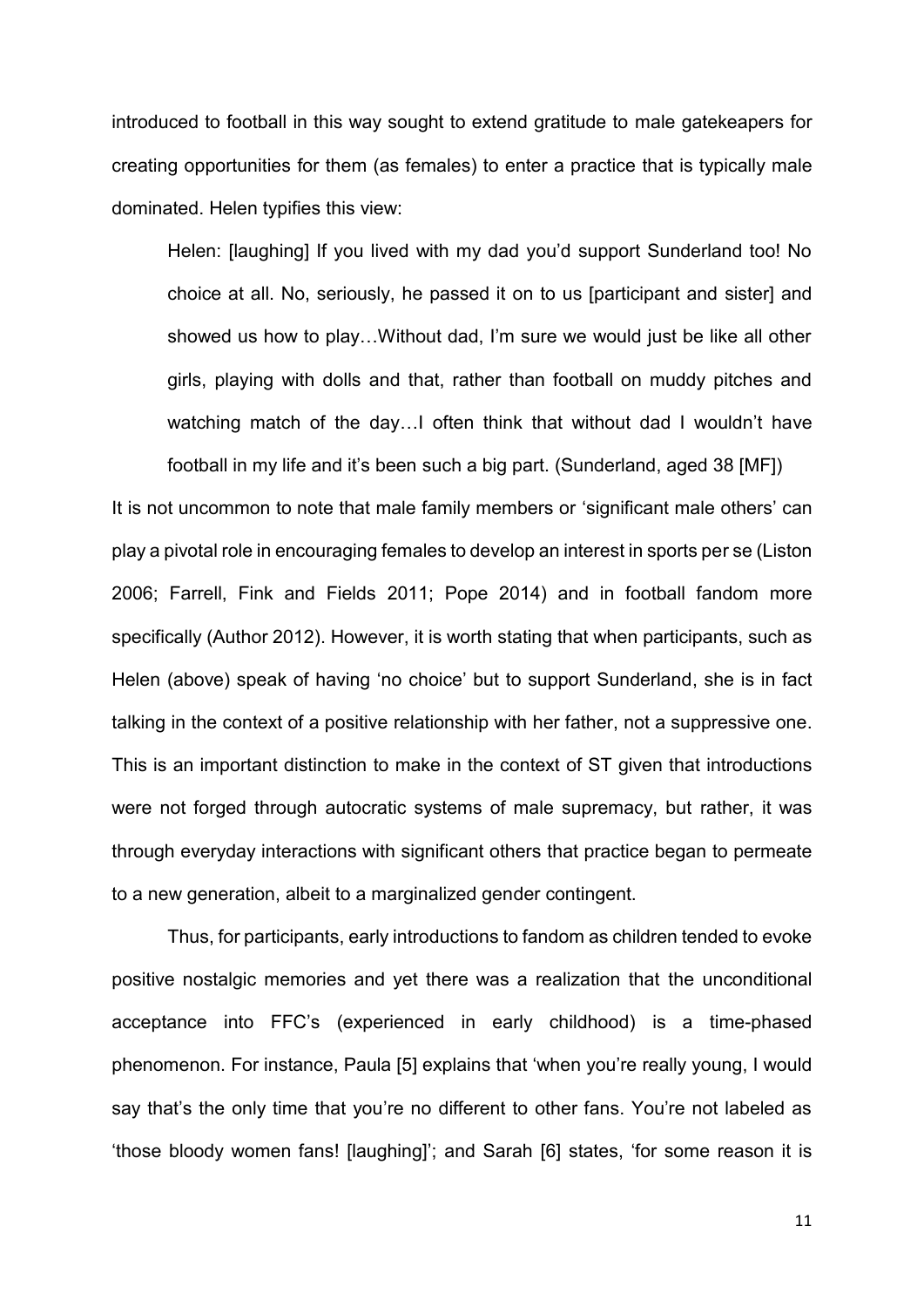introduced to football in this way sought to extend gratitude to male gatekeepers for creating opportunities for them (as females) to enter a practice that is typically male dominated. Helen typifies this view:

> Helen: [laughing] If you lived with my dad you'd support Sunderland too! No choice at all. No, seriously, he passed it on to us [participant and sister] and showed us how to play…Without dad, I'm sure we would just be like all other girls, playing with dolls and that, rather than football on muddy pitches and watching match of the day…I often think that without dad I wouldn't have football in my life and it's been such a big part. (Sunderland, aged 38 [MF])

It is not uncommon to note that male family members or 'significant male others' can play a pivotal role in encouraging females to develop an interest in sports per se (Liston 2006; Farrell, Fink and Fields 2011; Pope 2014) and in football fandom more specifically (Author 2012). However, it is worth stating that when participants, such as Helen (above) speak of having 'no choice' but to support Sunderland, she is in fact talking in the context of a positive relationship with her father, not a suppressive one. This is an important distinction to make in the context of ST given that introductions were not forged through autocratic systems of male supremacy, but rather, it was through everyday interactions with significant others that practice began to permeate to a new generation, albeit to a marginalized gender contingent.

Thus, for participants, early introductions to fandom as children tended to evoke positive nostalgic memories and yet there was a realization that the unconditional acceptance into FFC's (experienced in early childhood) is a time-phased phenomenon. For instance, Paula [5] explains that 'when you're really young, I would say that's the only time that you're no different to other fans. You're not labeled as 'those bloody women fans! [laughing]'; and Sarah [6] states, 'for some reason it is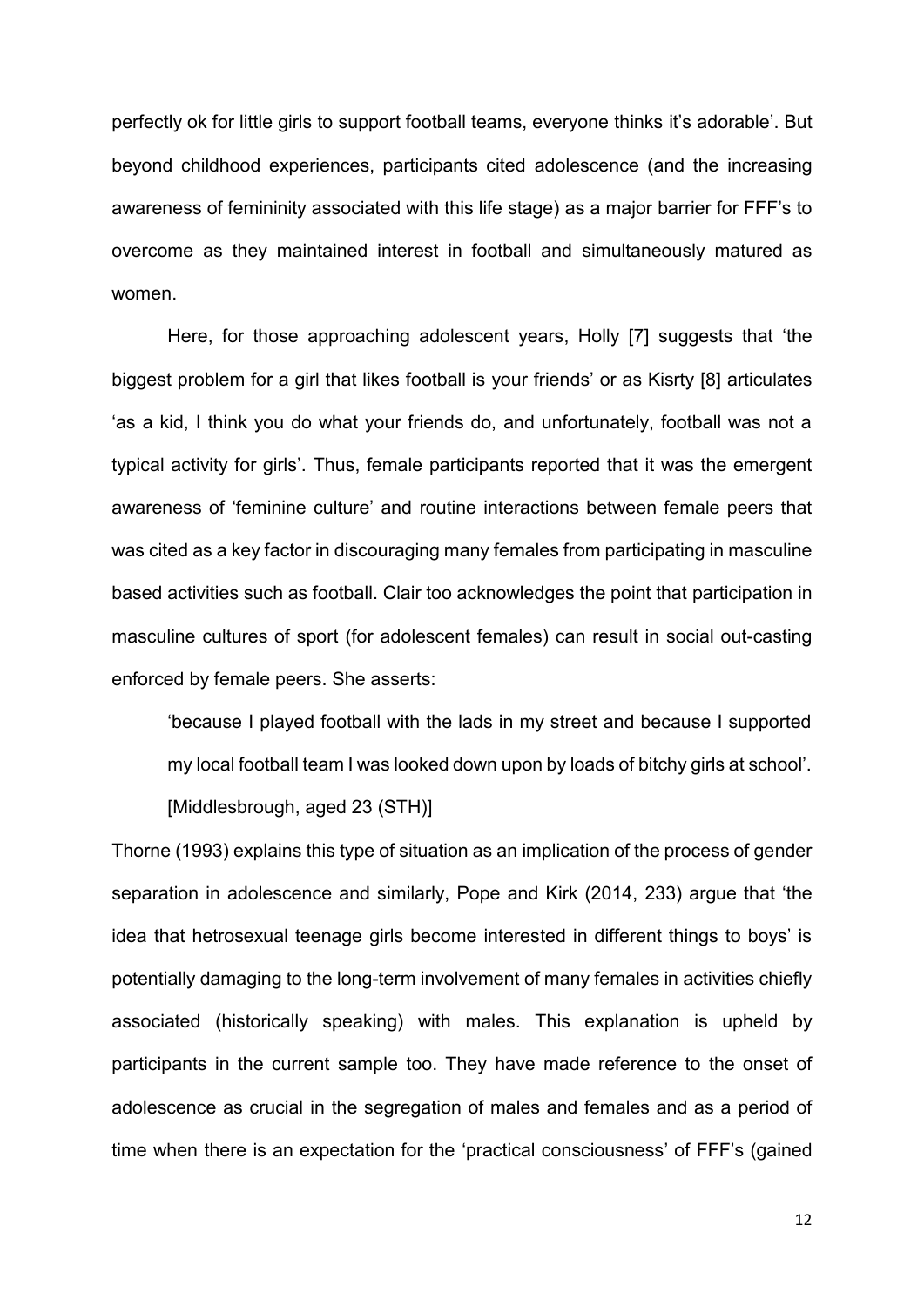perfectly ok for little girls to support football teams, everyone thinks it's adorable'. But beyond childhood experiences, participants cited adolescence (and the increasing awareness of femininity associated with this life stage) as a major barrier for FFF's to overcome as they maintained interest in football and simultaneously matured as women.

Here, for those approaching adolescent years, Holly [7] suggests that 'the biggest problem for a girl that likes football is your friends' or as Kisrty [8] articulates 'as a kid, I think you do what your friends do, and unfortunately, football was not a typical activity for girls'. Thus, female participants reported that it was the emergent awareness of 'feminine culture' and routine interactions between female peers that was cited as a key factor in discouraging many females from participating in masculine based activities such as football. Clair too acknowledges the point that participation in masculine cultures of sport (for adolescent females) can result in social out-casting enforced by female peers. She asserts:

> 'because I played football with the lads in my street and because I supported my local football team I was looked down upon by loads of bitchy girls at school'. [Middlesbrough, aged 23 (STH)]

Thorne (1993) explains this type of situation as an implication of the process of gender separation in adolescence and similarly, Pope and Kirk (2014, 233) argue that 'the idea that hetrosexual teenage girls become interested in different things to boys' is potentially damaging to the long-term involvement of many females in activities chiefly associated (historically speaking) with males. This explanation is upheld by participants in the current sample too. They have made reference to the onset of adolescence as crucial in the segregation of males and females and as a period of time when there is an expectation for the 'practical consciousness' of FFF's (gained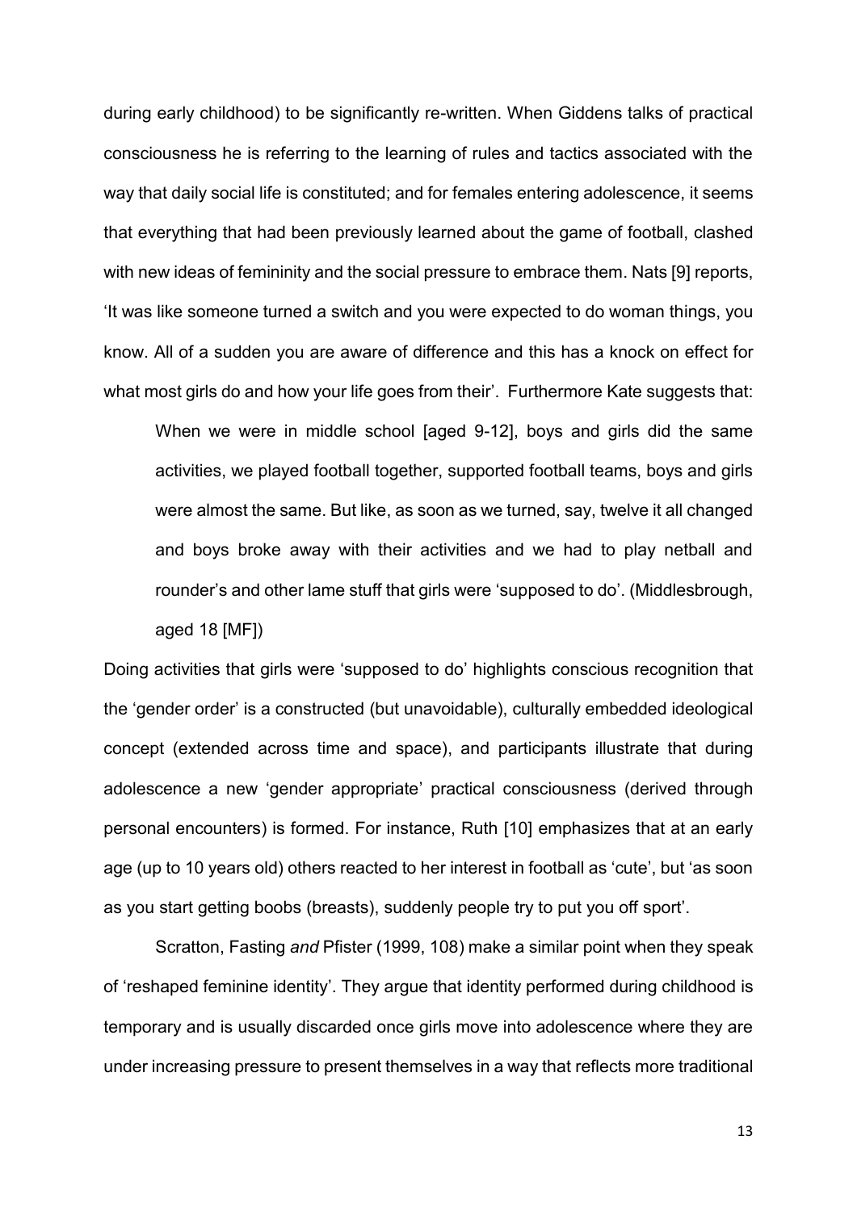during early childhood) to be significantly re-written. When Giddens talks of practical consciousness he is referring to the learning of rules and tactics associated with the way that daily social life is constituted; and for females entering adolescence, it seems that everything that had been previously learned about the game of football, clashed with new ideas of femininity and the social pressure to embrace them. Nats [9] reports, 'It was like someone turned a switch and you were expected to do woman things, you know. All of a sudden you are aware of difference and this has a knock on effect for what most girls do and how your life goes from their'. Furthermore Kate suggests that:

> When we were in middle school [aged 9-12], boys and girls did the same activities, we played football together, supported football teams, boys and girls were almost the same. But like, as soon as we turned, say, twelve it all changed and boys broke away with their activities and we had to play netball and rounder's and other lame stuff that girls were 'supposed to do'. (Middlesbrough, aged 18 [MF])

Doing activities that girls were 'supposed to do' highlights conscious recognition that the 'gender order' is a constructed (but unavoidable), culturally embedded ideological concept (extended across time and space), and participants illustrate that during adolescence a new 'gender appropriate' practical consciousness (derived through personal encounters) is formed. For instance, Ruth [10] emphasizes that at an early age (up to 10 years old) others reacted to her interest in football as 'cute', but 'as soon as you start getting boobs (breasts), suddenly people try to put you off sport'.

Scratton, Fasting *and* Pfister (1999, 108) make a similar point when they speak of 'reshaped feminine identity'. They argue that identity performed during childhood is temporary and is usually discarded once girls move into adolescence where they are under increasing pressure to present themselves in a way that reflects more traditional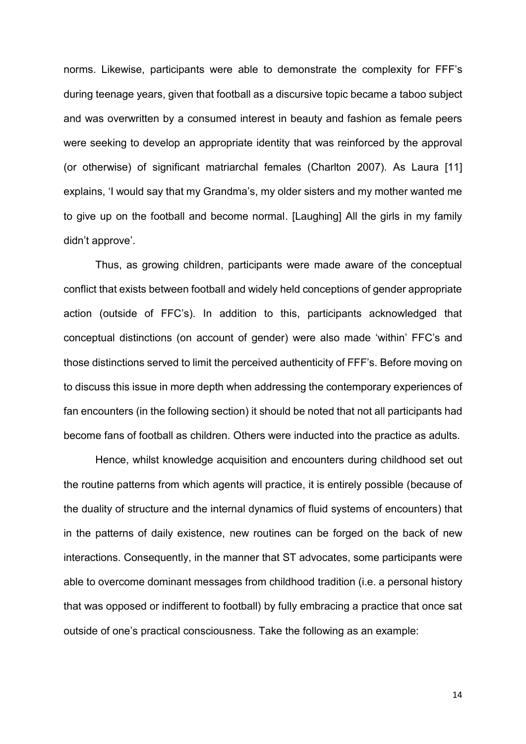norms. Likewise, participants were able to demonstrate the complexity for FFF's during teenage years, given that football as a discursive topic became a taboo subject and was overwritten by a consumed interest in beauty and fashion as female peers were seeking to develop an appropriate identity that was reinforced by the approval (or otherwise) of significant matriarchal females (Charlton 2007). As Laura [11] explains, 'I would say that my Grandma's, my older sisters and my mother wanted me to give up on the football and become normal. [Laughing] All the girls in my family didn't approve'.

Thus, as growing children, participants were made aware of the conceptual conflict that exists between football and widely held conceptions of gender appropriate action (outside of FFC's). In addition to this, participants acknowledged that conceptual distinctions (on account of gender) were also made 'within' FFC's and those distinctions served to limit the perceived authenticity of FFF's. Before moving on to discuss this issue in more depth when addressing the contemporary experiences of fan encounters (in the following section) it should be noted that not all participants had become fans of football as children. Others were inducted into the practice as adults.

Hence, whilst knowledge acquisition and encounters during childhood set out the routine patterns from which agents will practice, it is entirely possible (because of the duality of structure and the internal dynamics of fluid systems of encounters) that in the patterns of daily existence, new routines can be forged on the back of new interactions. Consequently, in the manner that ST advocates, some participants were able to overcome dominant messages from childhood tradition (i.e. a personal history that was opposed or indifferent to football) by fully embracing a practice that once sat outside of one's practical consciousness. Take the following as an example: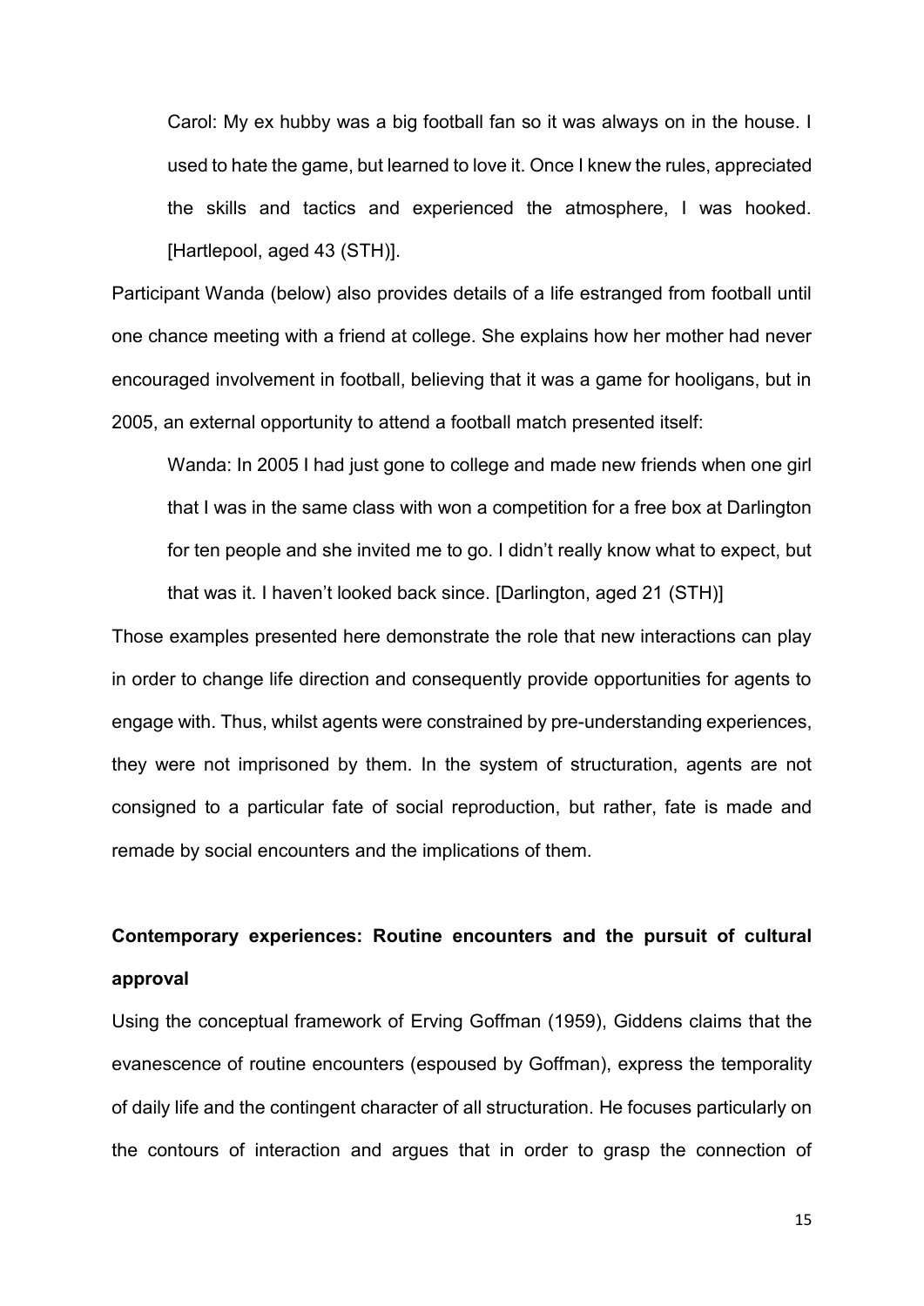> Carol: My ex hubby was a big football fan so it was always on in the house. I used to hate the game, but learned to love it. Once I knew the rules, appreciated the skills and tactics and experienced the atmosphere, I was hooked. [Hartlepool, aged 43 (STH)].

Participant Wanda (below) also provides details of a life estranged from football until one chance meeting with a friend at college. She explains how her mother had never encouraged involvement in football, believing that it was a game for hooligans, but in 2005, an external opportunity to attend a football match presented itself:

> Wanda: In 2005 I had just gone to college and made new friends when one girl that I was in the same class with won a competition for a free box at Darlington for ten people and she invited me to go. I didn't really know what to expect, but that was it. I haven't looked back since. [Darlington, aged 21 (STH)]

Those examples presented here demonstrate the role that new interactions can play in order to change life direction and consequently provide opportunities for agents to engage with. Thus, whilst agents were constrained by pre-understanding experiences, they were not imprisoned by them. In the system of structuration, agents are not consigned to a particular fate of social reproduction, but rather, fate is made and remade by social encounters and the implications of them.

**Contemporary experiences: Routine encounters and the pursuit of cultural approval**

Using the conceptual framework of Erving Goffman (1959), Giddens claims that the evanescence of routine encounters (espoused by Goffman), express the temporality of daily life and the contingent character of all structuration. He focuses particularly on the contours of interaction and argues that in order to grasp the connection of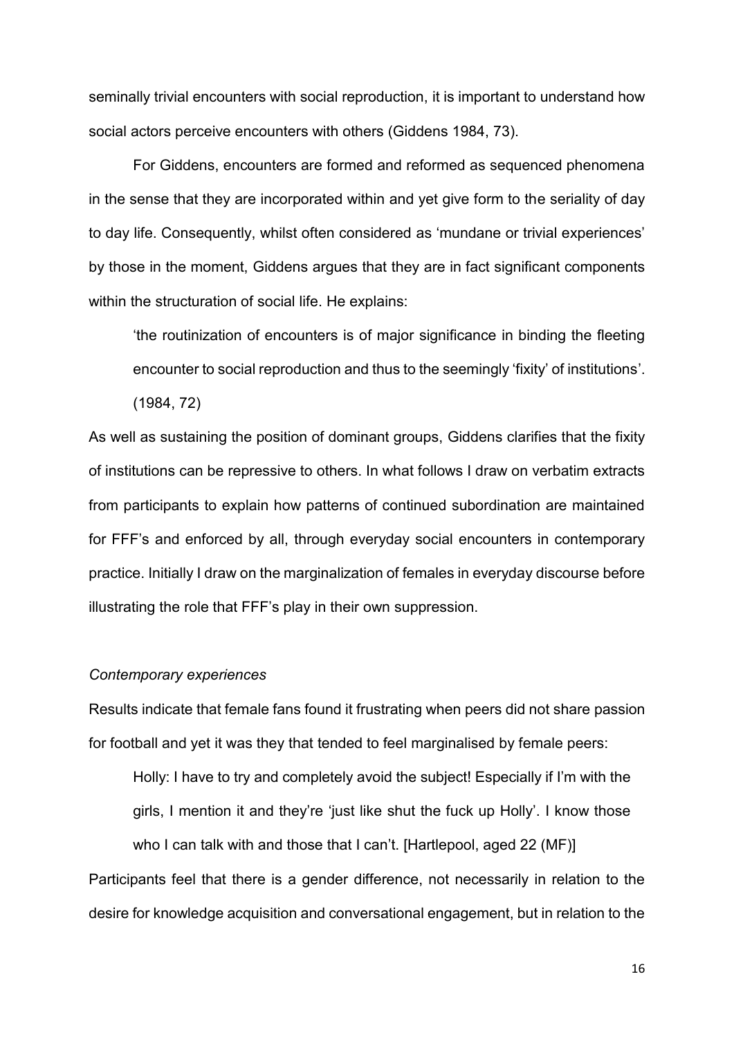seminally trivial encounters with social reproduction, it is important to understand how social actors perceive encounters with others (Giddens 1984, 73).

For Giddens, encounters are formed and reformed as sequenced phenomena in the sense that they are incorporated within and yet give form to the seriality of day to day life. Consequently, whilst often considered as 'mundane or trivial experiences' by those in the moment, Giddens argues that they are in fact significant components within the structuration of social life. He explains:

> 'the routinization of encounters is of major significance in binding the fleeting encounter to social reproduction and thus to the seemingly 'fixity' of institutions'. (1984, 72)

As well as sustaining the position of dominant groups, Giddens clarifies that the fixity of institutions can be repressive to others. In what follows I draw on verbatim extracts from participants to explain how patterns of continued subordination are maintained for FFF's and enforced by all, through everyday social encounters in contemporary practice. Initially I draw on the marginalization of females in everyday discourse before illustrating the role that FFF's play in their own suppression.

*Contemporary experiences*

Results indicate that female fans found it frustrating when peers did not share passion for football and yet it was they that tended to feel marginalised by female peers:

> Holly: I have to try and completely avoid the subject! Especially if I'm with the girls, I mention it and they're 'just like shut the fuck up Holly'. I know those who I can talk with and those that I can't. [Hartlepool, aged 22 (MF)]

Participants feel that there is a gender difference, not necessarily in relation to the desire for knowledge acquisition and conversational engagement, but in relation to the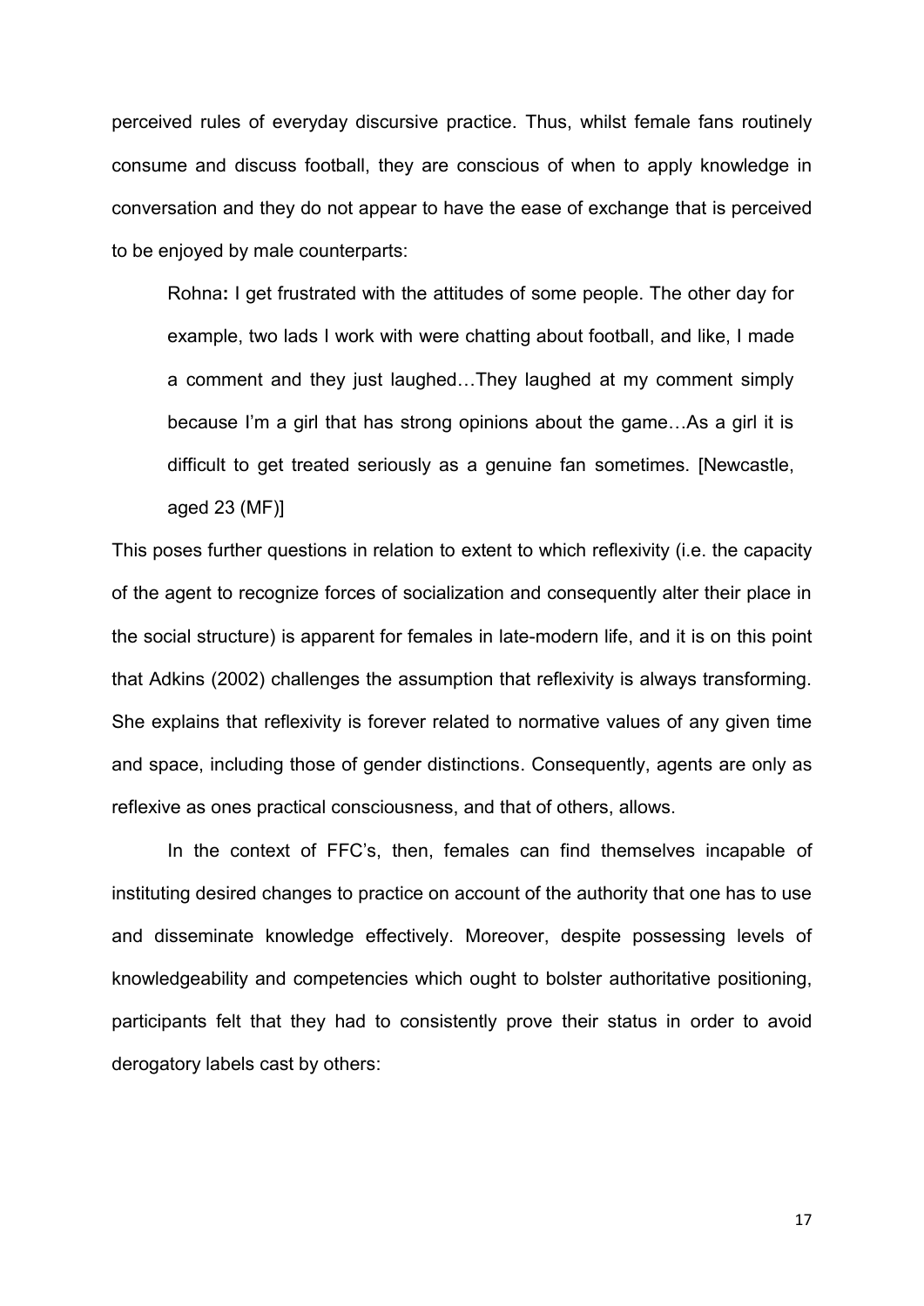perceived rules of everyday discursive practice. Thus, whilst female fans routinely consume and discuss football, they are conscious of when to apply knowledge in conversation and they do not appear to have the ease of exchange that is perceived to be enjoyed by male counterparts:

> Rohna**:** I get frustrated with the attitudes of some people. The other day for example, two lads I work with were chatting about football, and like, I made a comment and they just laughed…They laughed at my comment simply because I'm a girl that has strong opinions about the game…As a girl it is difficult to get treated seriously as a genuine fan sometimes. [Newcastle, aged 23 (MF)]

This poses further questions in relation to extent to which reflexivity (i.e. the capacity of the agent to recognize forces of socialization and consequently alter their place in the social structure) is apparent for females in late-modern life, and it is on this point that Adkins (2002) challenges the assumption that reflexivity is always transforming. She explains that reflexivity is forever related to normative values of any given time and space, including those of gender distinctions. Consequently, agents are only as reflexive as ones practical consciousness, and that of others, allows.

In the context of FFC's, then, females can find themselves incapable of instituting desired changes to practice on account of the authority that one has to use and disseminate knowledge effectively. Moreover, despite possessing levels of knowledgeability and competencies which ought to bolster authoritative positioning, participants felt that they had to consistently prove their status in order to avoid derogatory labels cast by others: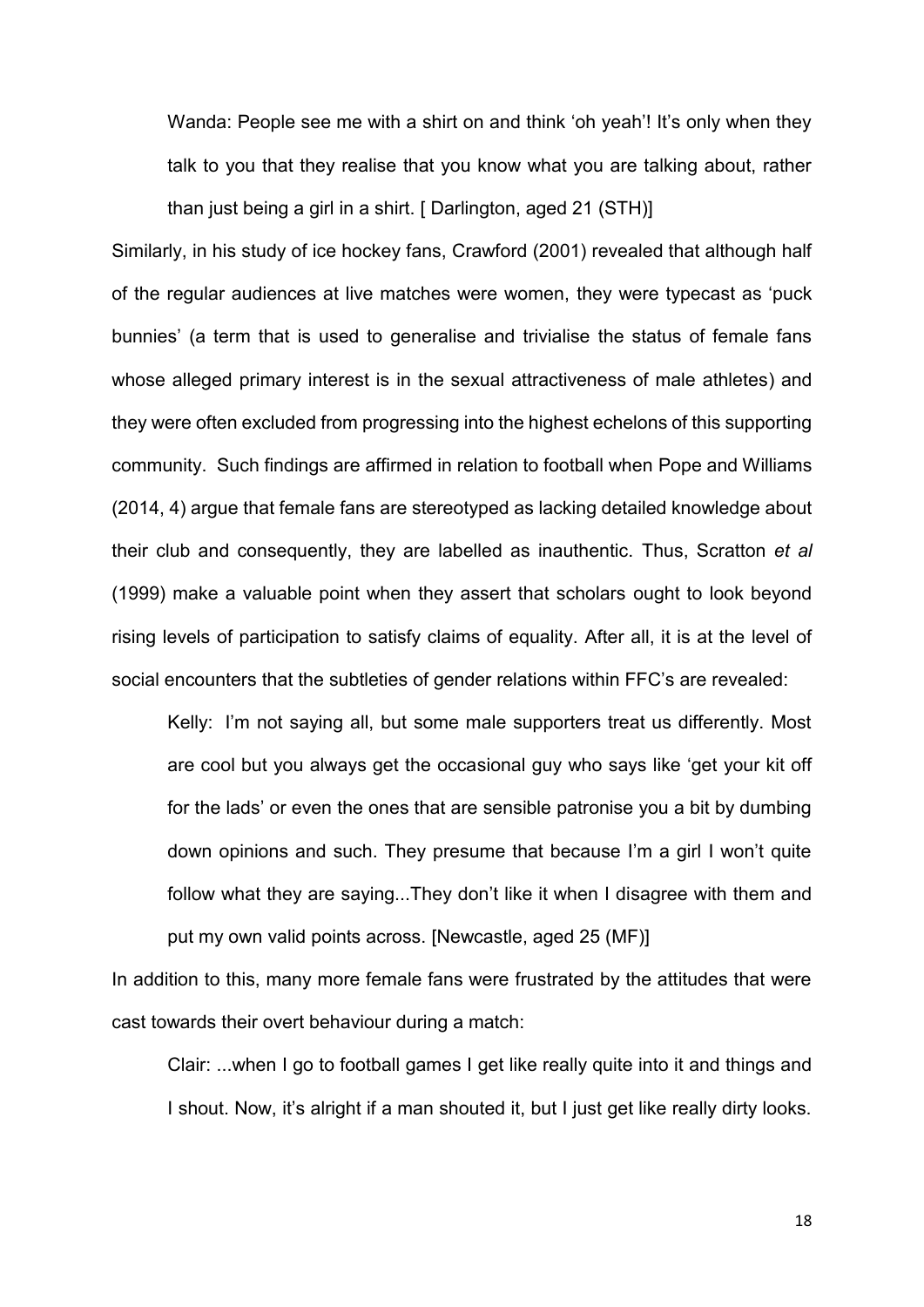> Wanda: People see me with a shirt on and think 'oh yeah'! It's only when they talk to you that they realise that you know what you are talking about, rather than just being a girl in a shirt. [ Darlington, aged 21 (STH)]

Similarly, in his study of ice hockey fans, Crawford (2001) revealed that although half of the regular audiences at live matches were women, they were typecast as 'puck bunnies' (a term that is used to generalise and trivialise the status of female fans whose alleged primary interest is in the sexual attractiveness of male athletes) and they were often excluded from progressing into the highest echelons of this supporting community. Such findings are affirmed in relation to football when Pope and Williams (2014, 4) argue that female fans are stereotyped as lacking detailed knowledge about their club and consequently, they are labelled as inauthentic. Thus, Scratton *et al* (1999) make a valuable point when they assert that scholars ought to look beyond rising levels of participation to satisfy claims of equality. After all, it is at the level of social encounters that the subtleties of gender relations within FFC's are revealed:

> Kelly: I'm not saying all, but some male supporters treat us differently. Most are cool but you always get the occasional guy who says like 'get your kit off for the lads' or even the ones that are sensible patronise you a bit by dumbing down opinions and such. They presume that because I'm a girl I won't quite follow what they are saying...They don't like it when I disagree with them and put my own valid points across. [Newcastle, aged 25 (MF)]

In addition to this, many more female fans were frustrated by the attitudes that were cast towards their overt behaviour during a match:

> Clair: ...when I go to football games I get like really quite into it and things and I shout. Now, it's alright if a man shouted it, but I just get like really dirty looks.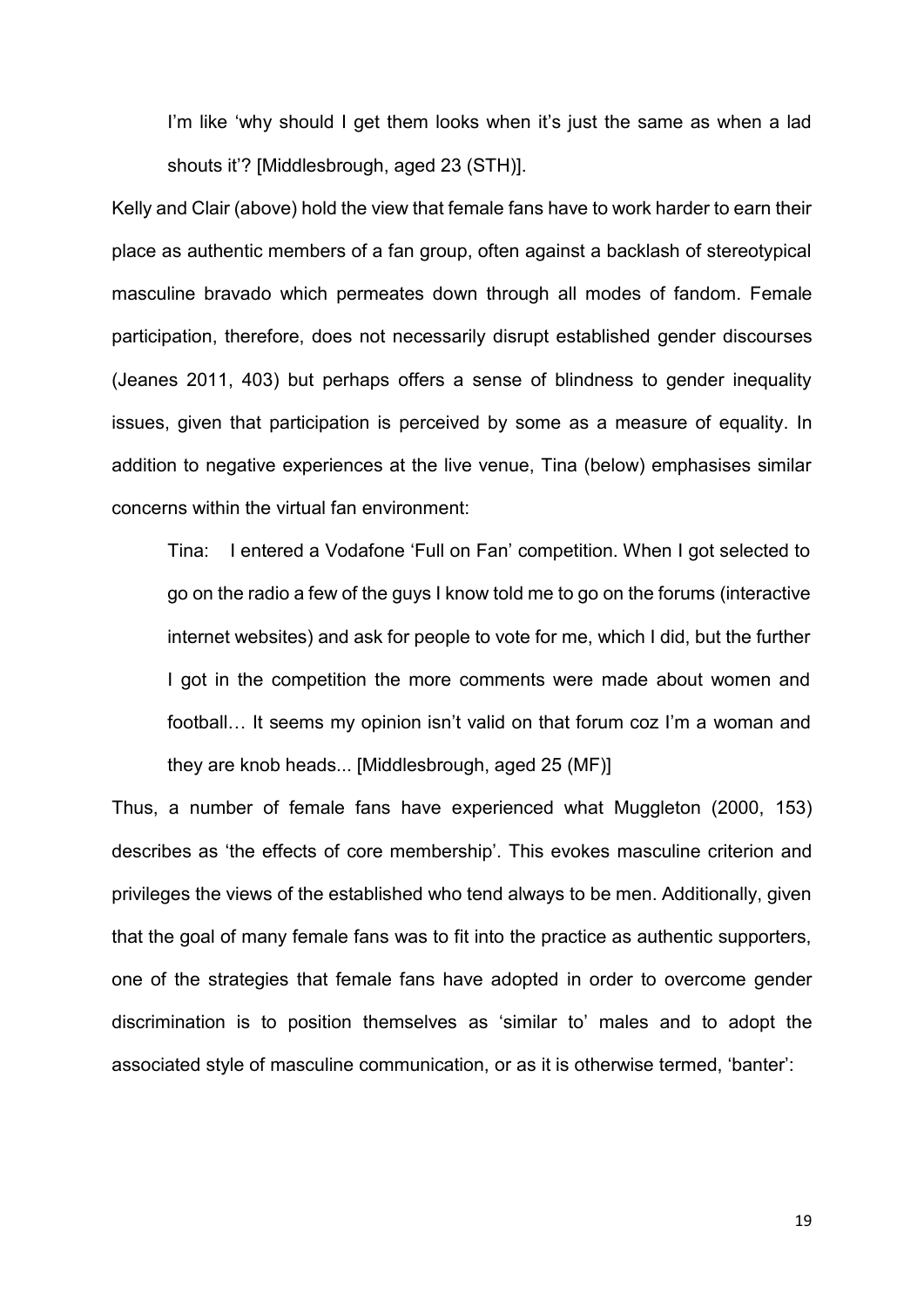> I'm like 'why should I get them looks when it's just the same as when a lad shouts it'? [Middlesbrough, aged 23 (STH)].

Kelly and Clair (above) hold the view that female fans have to work harder to earn their place as authentic members of a fan group, often against a backlash of stereotypical masculine bravado which permeates down through all modes of fandom. Female participation, therefore, does not necessarily disrupt established gender discourses (Jeanes 2011, 403) but perhaps offers a sense of blindness to gender inequality issues, given that participation is perceived by some as a measure of equality. In addition to negative experiences at the live venue, Tina (below) emphasises similar concerns within the virtual fan environment:

> Tina: I entered a Vodafone 'Full on Fan' competition. When I got selected to go on the radio a few of the guys I know told me to go on the forums (interactive internet websites) and ask for people to vote for me, which I did, but the further I got in the competition the more comments were made about women and football… It seems my opinion isn't valid on that forum coz I'm a woman and they are knob heads... [Middlesbrough, aged 25 (MF)]

Thus, a number of female fans have experienced what Muggleton (2000, 153) describes as 'the effects of core membership'. This evokes masculine criterion and privileges the views of the established who tend always to be men. Additionally, given that the goal of many female fans was to fit into the practice as authentic supporters, one of the strategies that female fans have adopted in order to overcome gender discrimination is to position themselves as 'similar to' males and to adopt the associated style of masculine communication, or as it is otherwise termed, 'banter':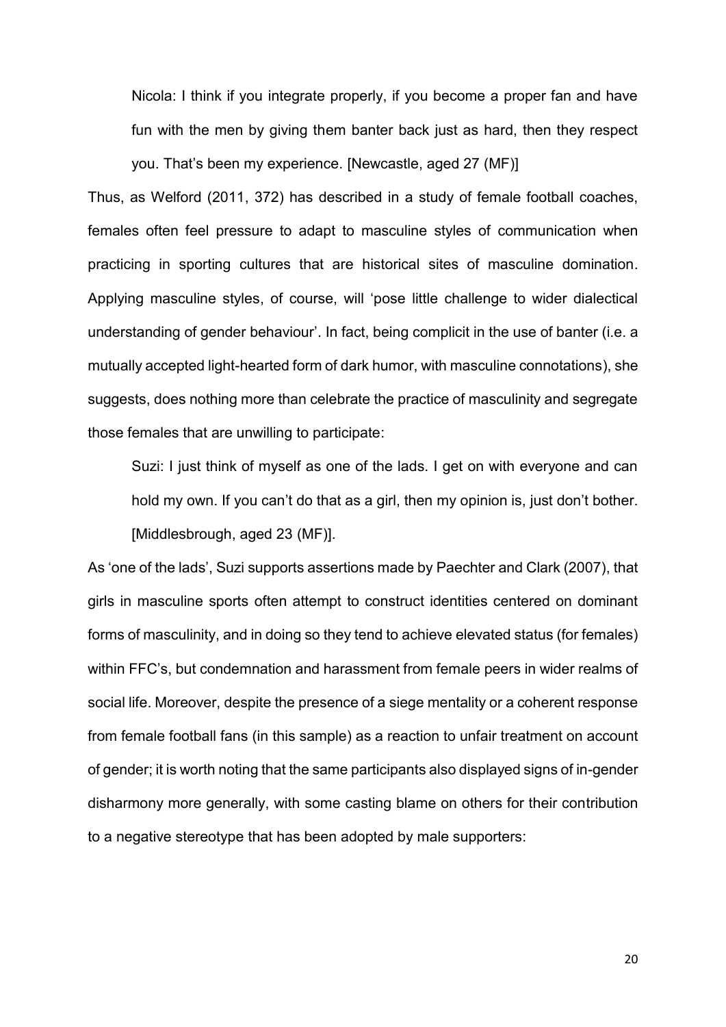> Nicola: I think if you integrate properly, if you become a proper fan and have fun with the men by giving them banter back just as hard, then they respect you. That's been my experience. [Newcastle, aged 27 (MF)]

Thus, as Welford (2011, 372) has described in a study of female football coaches, females often feel pressure to adapt to masculine styles of communication when practicing in sporting cultures that are historical sites of masculine domination. Applying masculine styles, of course, will 'pose little challenge to wider dialectical understanding of gender behaviour'. In fact, being complicit in the use of banter (i.e. a mutually accepted light-hearted form of dark humor, with masculine connotations), she suggests, does nothing more than celebrate the practice of masculinity and segregate those females that are unwilling to participate:

> Suzi: I just think of myself as one of the lads. I get on with everyone and can hold my own. If you can't do that as a girl, then my opinion is, just don't bother. [Middlesbrough, aged 23 (MF)].

As 'one of the lads', Suzi supports assertions made by Paechter and Clark (2007), that girls in masculine sports often attempt to construct identities centered on dominant forms of masculinity, and in doing so they tend to achieve elevated status (for females) within FFC's, but condemnation and harassment from female peers in wider realms of social life. Moreover, despite the presence of a siege mentality or a coherent response from female football fans (in this sample) as a reaction to unfair treatment on account of gender; it is worth noting that the same participants also displayed signs of in-gender disharmony more generally, with some casting blame on others for their contribution to a negative stereotype that has been adopted by male supporters: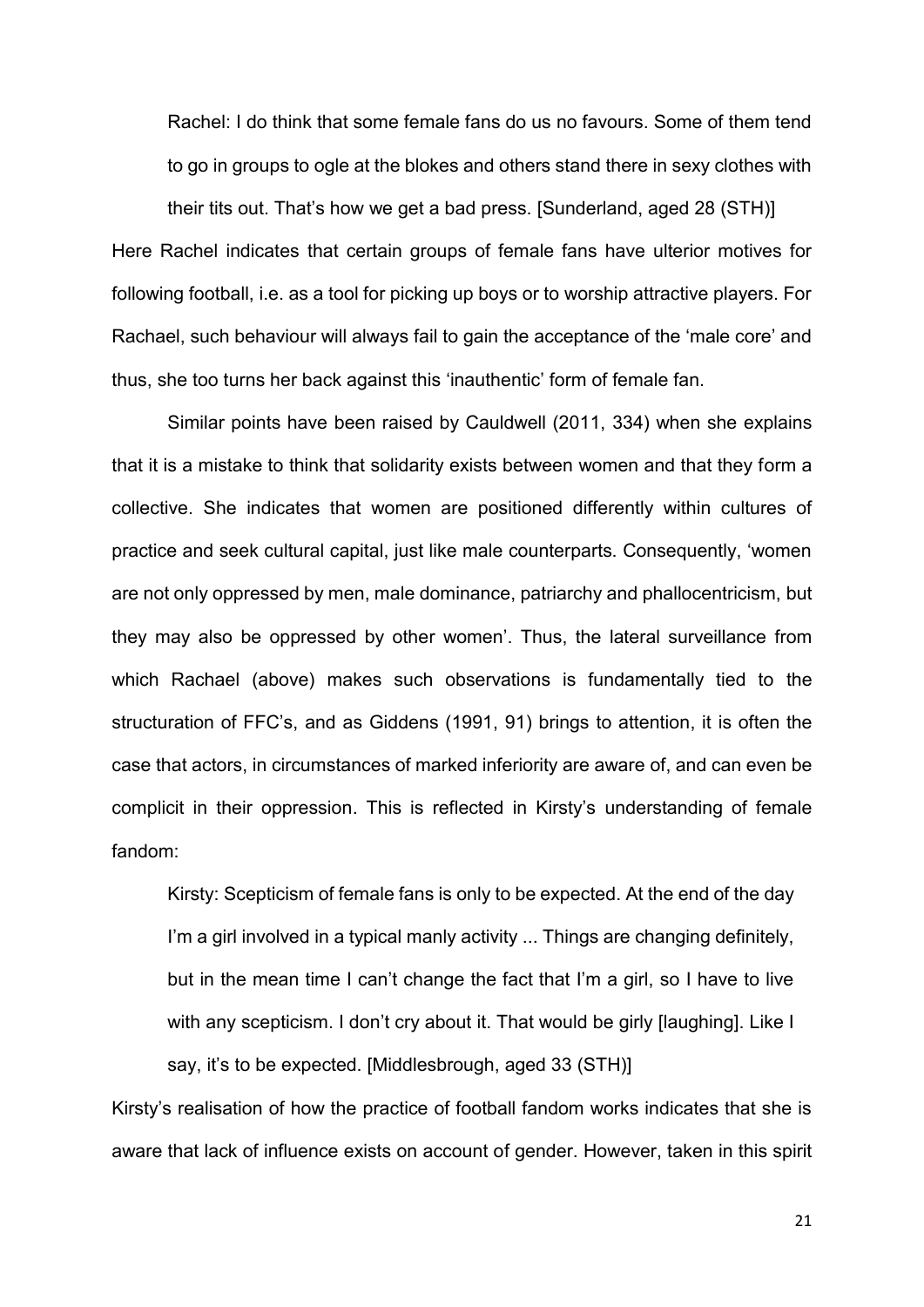> Rachel: I do think that some female fans do us no favours. Some of them tend to go in groups to ogle at the blokes and others stand there in sexy clothes with their tits out. That's how we get a bad press. [Sunderland, aged 28 (STH)]

Here Rachel indicates that certain groups of female fans have ulterior motives for following football, i.e. as a tool for picking up boys or to worship attractive players. For Rachael, such behaviour will always fail to gain the acceptance of the 'male core' and thus, she too turns her back against this 'inauthentic' form of female fan.

Similar points have been raised by Cauldwell (2011, 334) when she explains that it is a mistake to think that solidarity exists between women and that they form a collective. She indicates that women are positioned differently within cultures of practice and seek cultural capital, just like male counterparts. Consequently, 'women are not only oppressed by men, male dominance, patriarchy and phallocentricism, but they may also be oppressed by other women'. Thus, the lateral surveillance from which Rachael (above) makes such observations is fundamentally tied to the structuration of FFC's, and as Giddens (1991, 91) brings to attention, it is often the case that actors, in circumstances of marked inferiority are aware of, and can even be complicit in their oppression. This is reflected in Kirsty's understanding of female fandom:

> Kirsty: Scepticism of female fans is only to be expected. At the end of the day I'm a girl involved in a typical manly activity ... Things are changing definitely, but in the mean time I can't change the fact that I'm a girl, so I have to live with any scepticism. I don't cry about it. That would be girly [laughing]. Like I say, it's to be expected. [Middlesbrough, aged 33 (STH)]

Kirsty's realisation of how the practice of football fandom works indicates that she is aware that lack of influence exists on account of gender. However, taken in this spirit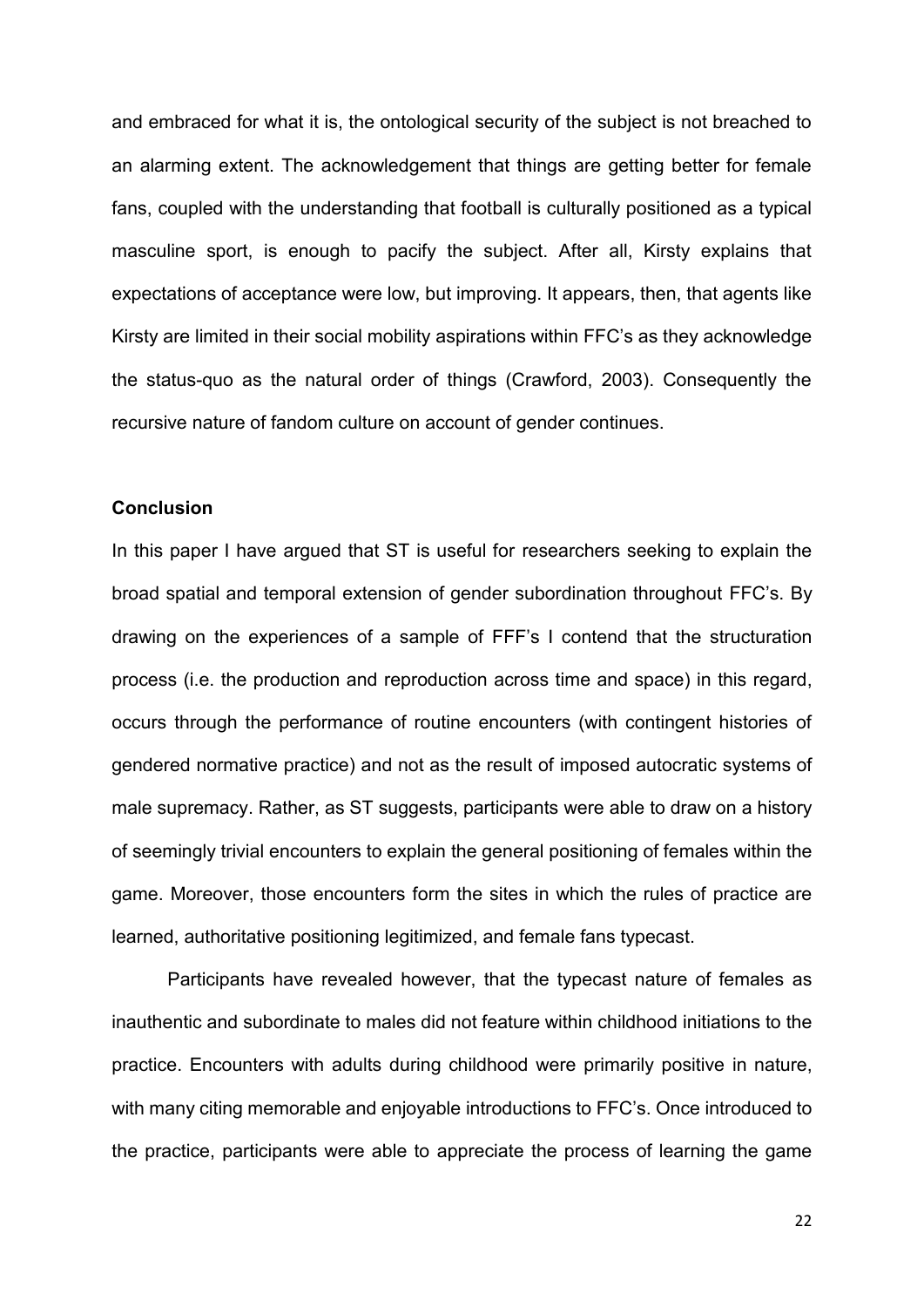and embraced for what it is, the ontological security of the subject is not breached to an alarming extent. The acknowledgement that things are getting better for female fans, coupled with the understanding that football is culturally positioned as a typical masculine sport, is enough to pacify the subject. After all, Kirsty explains that expectations of acceptance were low, but improving. It appears, then, that agents like Kirsty are limited in their social mobility aspirations within FFC's as they acknowledge the status-quo as the natural order of things (Crawford, 2003). Consequently the recursive nature of fandom culture on account of gender continues.

**Conclusion**

In this paper I have argued that ST is useful for researchers seeking to explain the broad spatial and temporal extension of gender subordination throughout FFC's. By drawing on the experiences of a sample of FFF's I contend that the structuration process (i.e. the production and reproduction across time and space) in this regard, occurs through the performance of routine encounters (with contingent histories of gendered normative practice) and not as the result of imposed autocratic systems of male supremacy. Rather, as ST suggests, participants were able to draw on a history of seemingly trivial encounters to explain the general positioning of females within the game. Moreover, those encounters form the sites in which the rules of practice are learned, authoritative positioning legitimized, and female fans typecast.

Participants have revealed however, that the typecast nature of females as inauthentic and subordinate to males did not feature within childhood initiations to the practice. Encounters with adults during childhood were primarily positive in nature, with many citing memorable and enjoyable introductions to FFC's. Once introduced to the practice, participants were able to appreciate the process of learning the game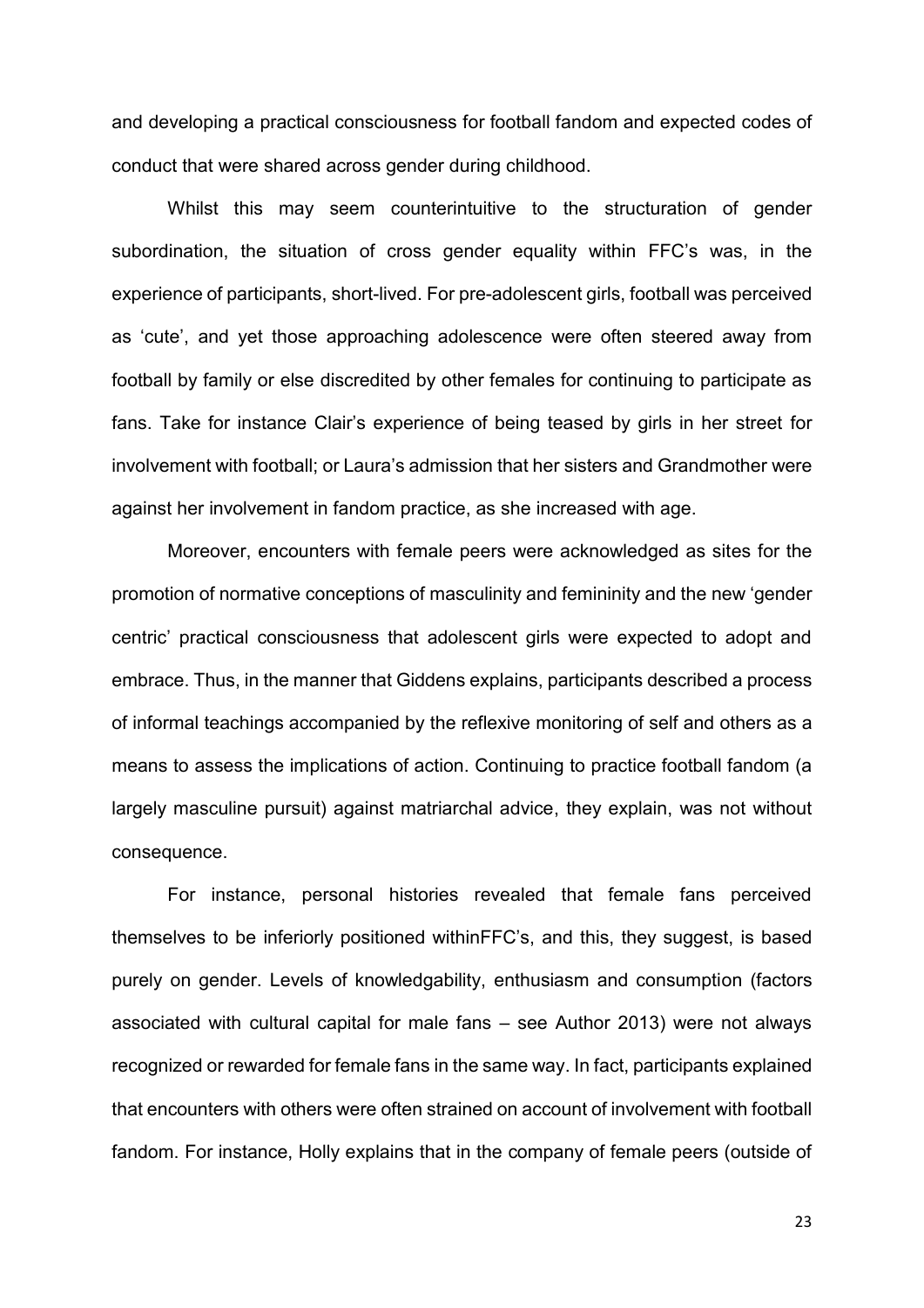and developing a practical consciousness for football fandom and expected codes of conduct that were shared across gender during childhood.

Whilst this may seem counterintuitive to the structuration of gender subordination, the situation of cross gender equality within FFC's was, in the experience of participants, short-lived. For pre-adolescent girls, football was perceived as 'cute', and yet those approaching adolescence were often steered away from football by family or else discredited by other females for continuing to participate as fans. Take for instance Clair's experience of being teased by girls in her street for involvement with football; or Laura's admission that her sisters and Grandmother were against her involvement in fandom practice, as she increased with age.

Moreover, encounters with female peers were acknowledged as sites for the promotion of normative conceptions of masculinity and femininity and the new 'gender centric' practical consciousness that adolescent girls were expected to adopt and embrace. Thus, in the manner that Giddens explains, participants described a process of informal teachings accompanied by the reflexive monitoring of self and others as a means to assess the implications of action. Continuing to practice football fandom (a largely masculine pursuit) against matriarchal advice, they explain, was not without consequence.

For instance, personal histories revealed that female fans perceived themselves to be inferiorly positioned withinFFC's, and this, they suggest, is based purely on gender. Levels of knowledgability, enthusiasm and consumption (factors associated with cultural capital for male fans – see Author 2013) were not always recognized or rewarded for female fans in the same way. In fact, participants explained that encounters with others were often strained on account of involvement with football fandom. For instance, Holly explains that in the company of female peers (outside of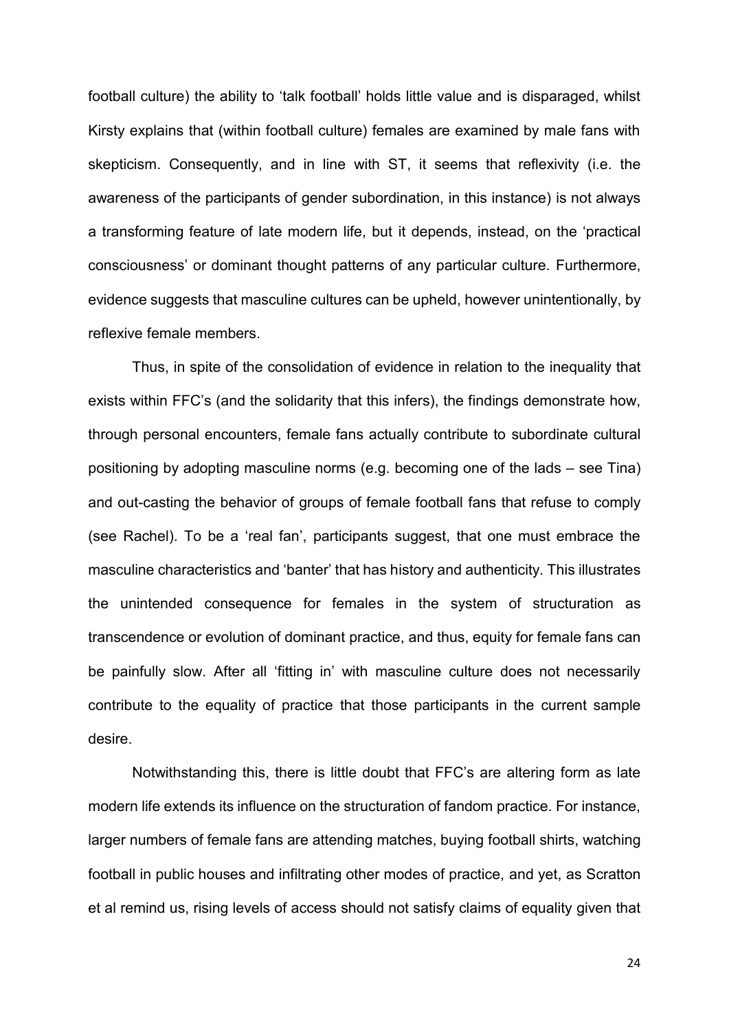football culture) the ability to 'talk football' holds little value and is disparaged, whilst Kirsty explains that (within football culture) females are examined by male fans with skepticism. Consequently, and in line with ST, it seems that reflexivity (i.e. the awareness of the participants of gender subordination, in this instance) is not always a transforming feature of late modern life, but it depends, instead, on the 'practical consciousness' or dominant thought patterns of any particular culture. Furthermore, evidence suggests that masculine cultures can be upheld, however unintentionally, by reflexive female members.

Thus, in spite of the consolidation of evidence in relation to the inequality that exists within FFC's (and the solidarity that this infers), the findings demonstrate how, through personal encounters, female fans actually contribute to subordinate cultural positioning by adopting masculine norms (e.g. becoming one of the lads – see Tina) and out-casting the behavior of groups of female football fans that refuse to comply (see Rachel). To be a 'real fan', participants suggest, that one must embrace the masculine characteristics and 'banter' that has history and authenticity. This illustrates the unintended consequence for females in the system of structuration as transcendence or evolution of dominant practice, and thus, equity for female fans can be painfully slow. After all 'fitting in' with masculine culture does not necessarily contribute to the equality of practice that those participants in the current sample desire.

Notwithstanding this, there is little doubt that FFC's are altering form as late modern life extends its influence on the structuration of fandom practice. For instance, larger numbers of female fans are attending matches, buying football shirts, watching football in public houses and infiltrating other modes of practice, and yet, as Scratton et al remind us, rising levels of access should not satisfy claims of equality given that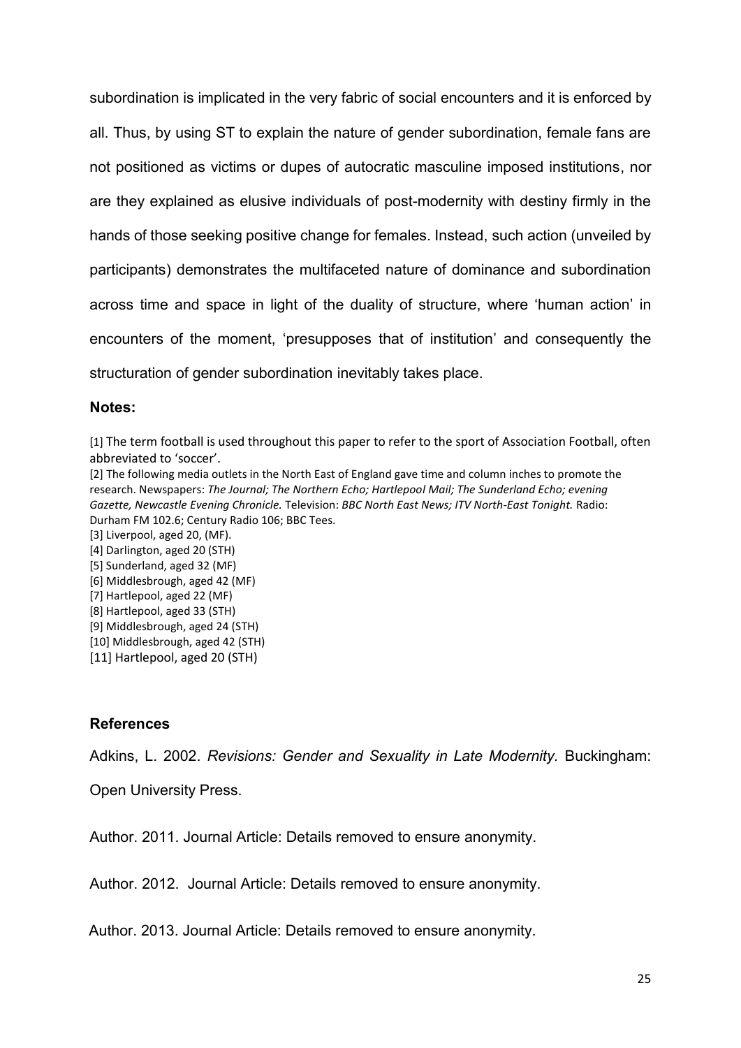subordination is implicated in the very fabric of social encounters and it is enforced by all. Thus, by using ST to explain the nature of gender subordination, female fans are not positioned as victims or dupes of autocratic masculine imposed institutions, nor are they explained as elusive individuals of post-modernity with destiny firmly in the hands of those seeking positive change for females. Instead, such action (unveiled by participants) demonstrates the multifaceted nature of dominance and subordination across time and space in light of the duality of structure, where 'human action' in encounters of the moment, 'presupposes that of institution' and consequently the structuration of gender subordination inevitably takes place.

**Notes:**

[1] The term football is used throughout this paper to refer to the sport of Association Football, often abbreviated to 'soccer'.

[2] The following media outlets in the North East of England gave time and column inches to promote the research. Newspapers: *The Journal; The Northern Echo; Hartlepool Mail; The Sunderland Echo; evening Gazette, Newcastle Evening Chronicle.* Television: *BBC North East News; ITV North-East Tonight.* Radio: Durham FM 102.6; Century Radio 106; BBC Tees.

[3] Liverpool, aged 20, (MF).

[4] Darlington, aged 20 (STH)

[5] Sunderland, aged 32 (MF)

[6] Middlesbrough, aged 42 (MF)

[7] Hartlepool, aged 22 (MF)

[8] Hartlepool, aged 33 (STH)

[9] Middlesbrough, aged 24 (STH)

[10] Middlesbrough, aged 42 (STH)

[11] Hartlepool, aged 20 (STH)

**References**

Adkins, L. 2002. *Revisions: Gender and Sexuality in Late Modernity.* Buckingham: Open University Press.

Author. 2011. Journal Article: Details removed to ensure anonymity.

Author. 2012. Journal Article: Details removed to ensure anonymity.

Author. 2013. Journal Article: Details removed to ensure anonymity.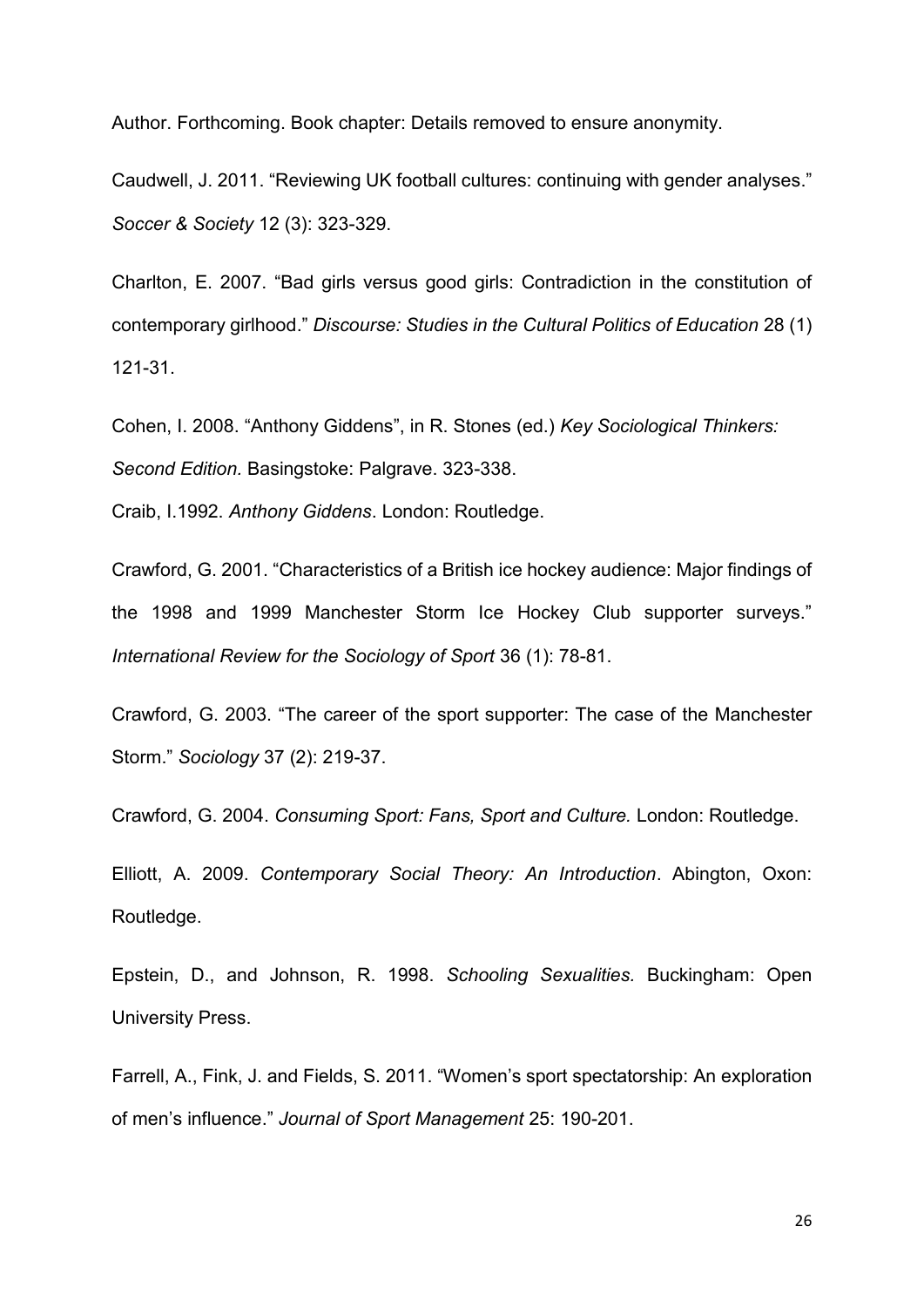Author. Forthcoming. Book chapter: Details removed to ensure anonymity.

Caudwell, J. 2011. "Reviewing UK football cultures: continuing with gender analyses." *Soccer & Society* 12 (3): 323-329.

Charlton, E. 2007. "Bad girls versus good girls: Contradiction in the constitution of contemporary girlhood." *Discourse: Studies in the Cultural Politics of Education* 28 (1) 121-31.

Cohen, I. 2008. "Anthony Giddens", in R. Stones (ed.) *Key Sociological Thinkers: Second Edition.* Basingstoke: Palgrave. 323-338.

Craib, I.1992. *Anthony Giddens*. London: Routledge.

Crawford, G. 2001. "Characteristics of a British ice hockey audience: Major findings of the 1998 and 1999 Manchester Storm Ice Hockey Club supporter surveys." *International Review for the Sociology of Sport* 36 (1): 78-81.

Crawford, G. 2003. "The career of the sport supporter: The case of the Manchester Storm." *Sociology* 37 (2): 219-37.

Crawford, G. 2004. *Consuming Sport: Fans, Sport and Culture.* London: Routledge.

Elliott, A. 2009. *Contemporary Social Theory: An Introduction*. Abington, Oxon: Routledge.

Epstein, D., and Johnson, R. 1998. *Schooling Sexualities.* Buckingham: Open University Press.

Farrell, A., Fink, J. and Fields, S. 2011. "Women's sport spectatorship: An exploration of men's influence." *Journal of Sport Management* 25: 190-201.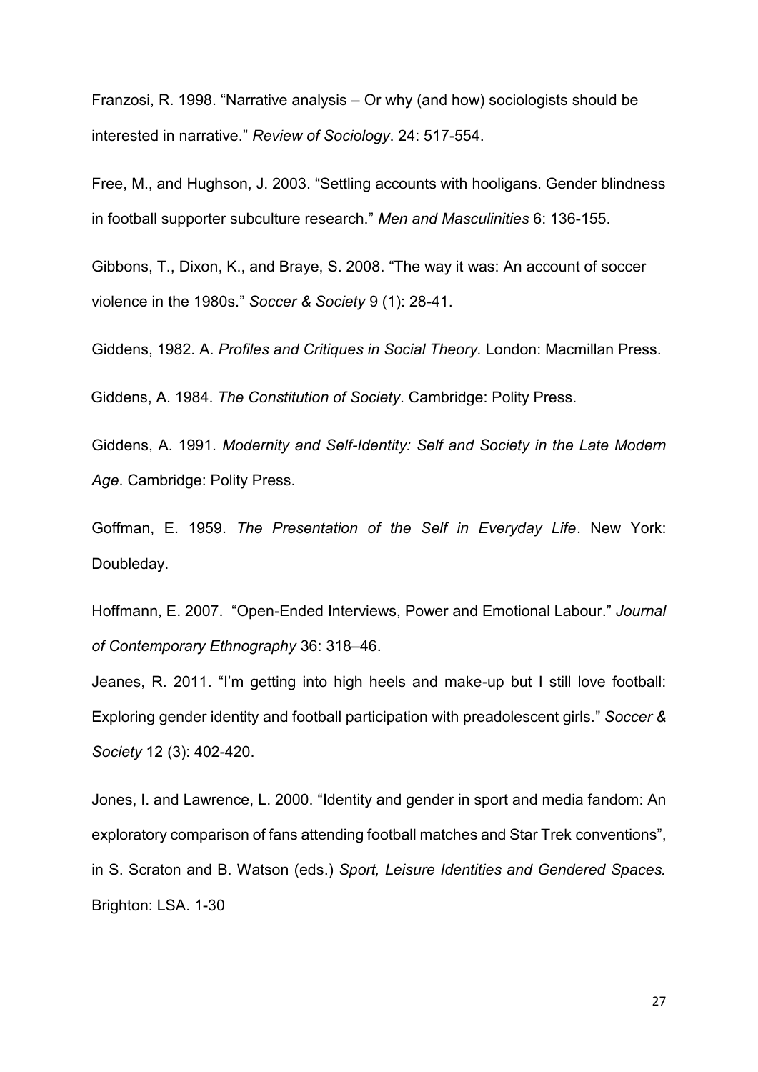Franzosi, R. 1998. “Narrative analysis – Or why (and how) sociologists should be interested in narrative.” *Review of Sociology*. 24: 517-554.

Free, M., and Hughson, J. 2003. “Settling accounts with hooligans. Gender blindness in football supporter subculture research.” *Men and Masculinities* 6: 136-155.

Gibbons, T., Dixon, K., and Braye, S. 2008. “The way it was: An account of soccer violence in the 1980s.” *Soccer & Society* 9 (1): 28-41.

Giddens, 1982. A. *Profiles and Critiques in Social Theory.* London: Macmillan Press.

Giddens, A. 1984. *The Constitution of Society*. Cambridge: Polity Press.

Giddens, A. 1991. *Modernity and Self-Identity: Self and Society in the Late Modern Age*. Cambridge: Polity Press.

Goffman, E. 1959. *The Presentation of the Self in Everyday Life*. New York: Doubleday.

Hoffmann, E. 2007. “Open-Ended Interviews, Power and Emotional Labour.” *Journal of Contemporary Ethnography* 36: 318–46.

Jeanes, R. 2011. “I’m getting into high heels and make-up but I still love football: Exploring gender identity and football participation with preadolescent girls.” *Soccer & Society* 12 (3): 402-420.

Jones, I. and Lawrence, L. 2000. “Identity and gender in sport and media fandom: An exploratory comparison of fans attending football matches and Star Trek conventions”, in S. Scraton and B. Watson (eds.) *Sport, Leisure Identities and Gendered Spaces.* Brighton: LSA. 1-30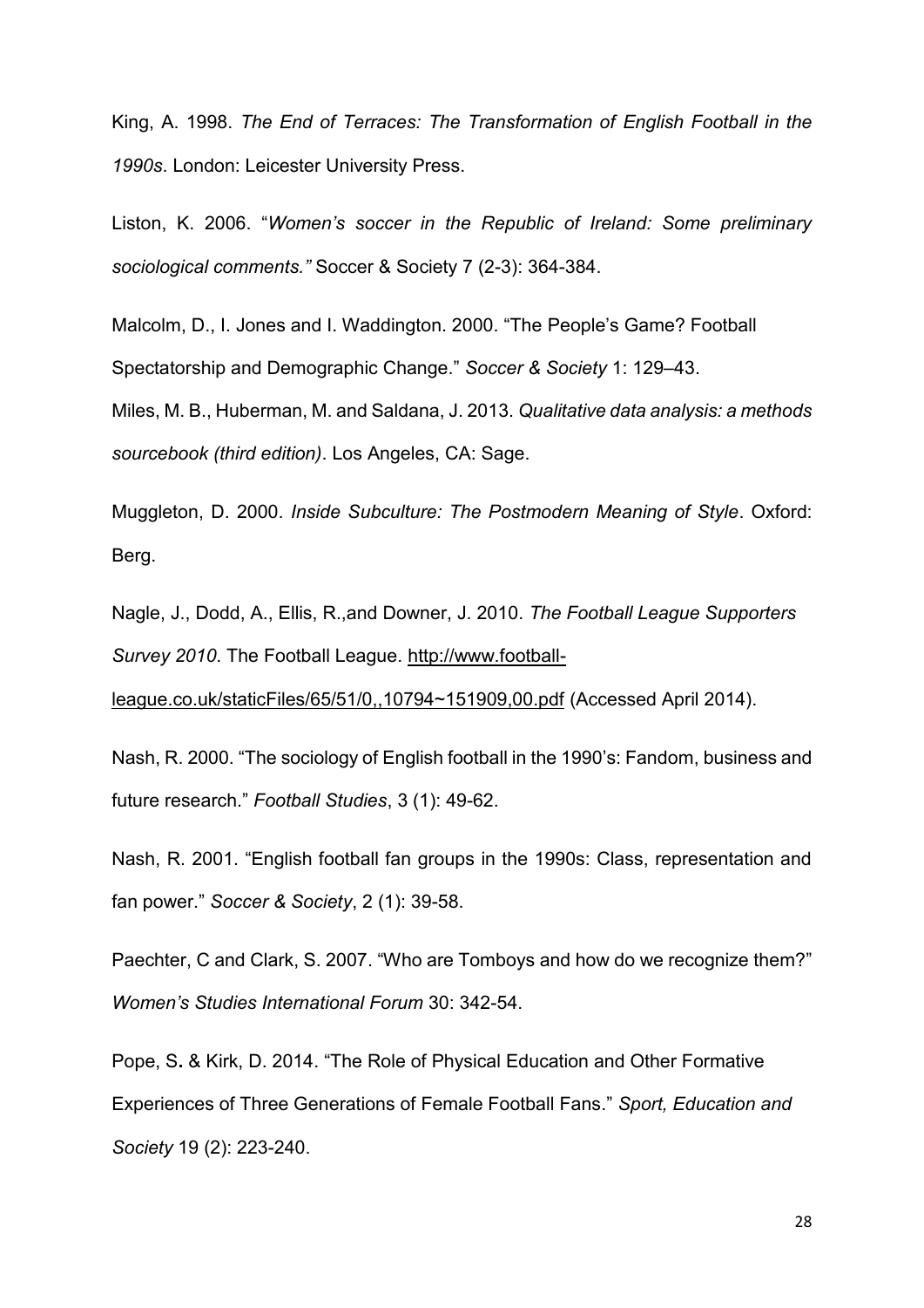King, A. 1998. *The End of Terraces: The Transformation of English Football in the 1990s*. London: Leicester University Press.

Liston, K. 2006. "*Women's soccer in the Republic of Ireland: Some preliminary sociological comments."* Soccer & Society 7 (2-3): 364-384.

Malcolm, D., I. Jones and I. Waddington. 2000. "The People's Game? Football Spectatorship and Demographic Change." *Soccer & Society* 1: 129–43.

Miles, M. B., Huberman, M. and Saldana, J. 2013. *Qualitative data analysis: a methods sourcebook (third edition)*. Los Angeles, CA: Sage.

Muggleton, D. 2000. *Inside Subculture: The Postmodern Meaning of Style*. Oxford: Berg.

Nagle, J., Dodd, A., Ellis, R.,and Downer, J. 2010. *The Football League Supporters Survey 2010*. The Football League. http://www.football-league.co.uk/staticFiles/65/51/0,,10794~151909,00.pdf (Accessed April 2014).

Nash, R. 2000. "The sociology of English football in the 1990's: Fandom, business and future research." *Football Studies*, 3 (1): 49-62.

Nash, R. 2001. "English football fan groups in the 1990s: Class, representation and fan power." *Soccer & Society*, 2 (1): 39-58.

Paechter, C and Clark, S. 2007. "Who are Tomboys and how do we recognize them?" *Women's Studies International Forum* 30: 342-54.

Pope, S**.** & Kirk, D. 2014. "The Role of Physical Education and Other Formative Experiences of Three Generations of Female Football Fans." *Sport, Education and Society* 19 (2): 223-240.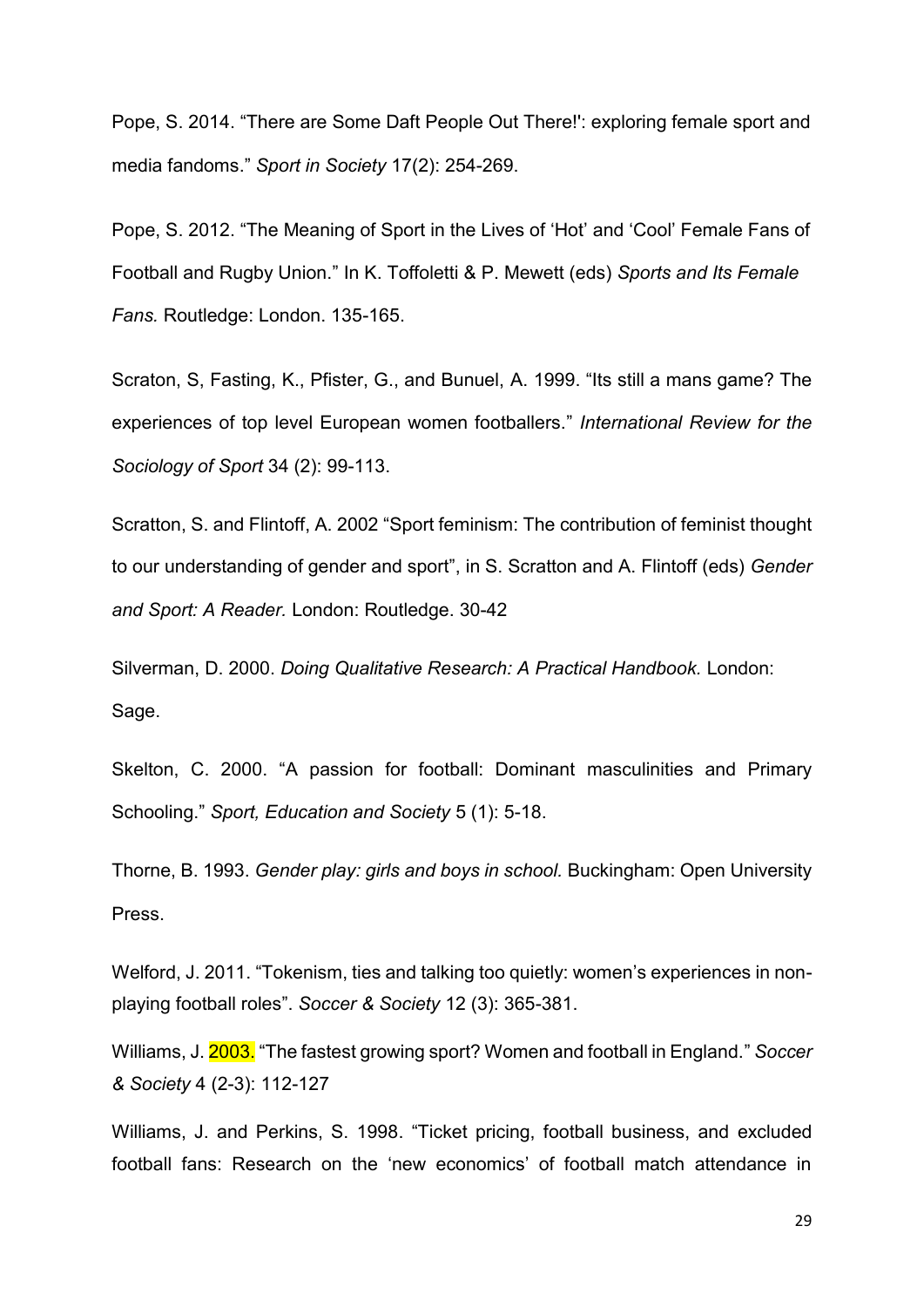Pope, S. 2014. “There are Some Daft People Out There!': exploring female sport and media fandoms.” *Sport in Society* 17(2): 254-269.

Pope, S. 2012. “The Meaning of Sport in the Lives of ‘Hot’ and ‘Cool’ Female Fans of Football and Rugby Union.” In K. Toffoletti & P. Mewett (eds) *Sports and Its Female Fans.* Routledge: London. 135-165.

Scraton, S, Fasting, K., Pfister, G., and Bunuel, A. 1999. “Its still a mans game? The experiences of top level European women footballers.” *International Review for the Sociology of Sport* 34 (2): 99-113.

Scratton, S. and Flintoff, A. 2002 “Sport feminism: The contribution of feminist thought to our understanding of gender and sport”, in S. Scratton and A. Flintoff (eds) *Gender and Sport: A Reader.* London: Routledge. 30-42

Silverman, D. 2000. *Doing Qualitative Research: A Practical Handbook.* London: Sage.

Skelton, C. 2000. “A passion for football: Dominant masculinities and Primary Schooling.” *Sport, Education and Society* 5 (1): 5-18.

Thorne, B. 1993. *Gender play: girls and boys in school.* Buckingham: Open University Press.

Welford, J. 2011. “Tokenism, ties and talking too quietly: women’s experiences in non-playing football roles”. *Soccer & Society* 12 (3): 365-381.

Williams, J. 2003. “The fastest growing sport? Women and football in England.” *Soccer & Society* 4 (2-3): 112-127

Williams, J. and Perkins, S. 1998. “Ticket pricing, football business, and excluded football fans: Research on the ‘new economics’ of football match attendance in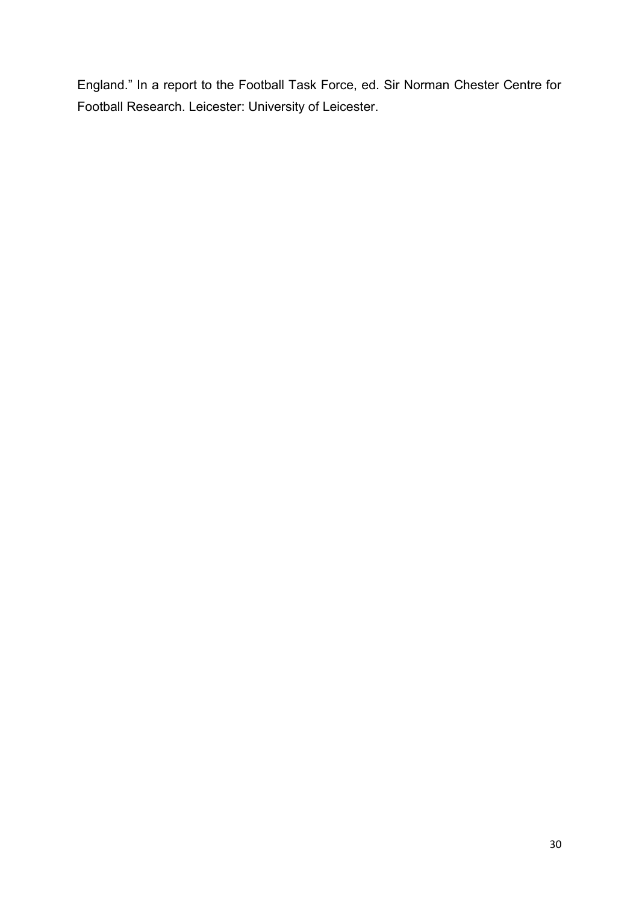England." In a report to the Football Task Force, ed. Sir Norman Chester Centre for Football Research. Leicester: University of Leicester.